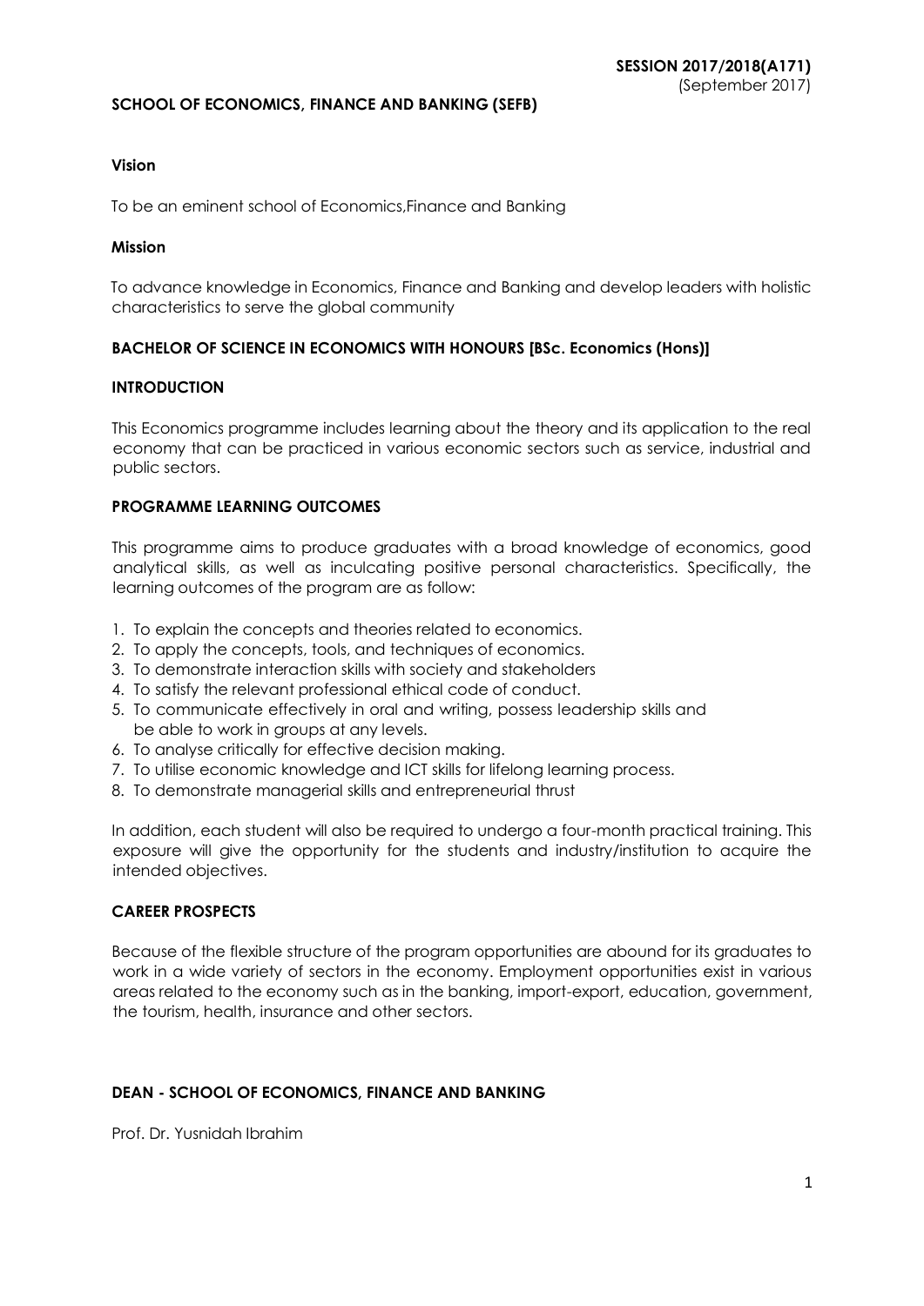**SESSION 2017/2018(A171)**
(September 2017)

## SCHOOL OF ECONOMICS, FINANCE AND BANKING (SEFB)

### Vision

To be an eminent school of Economics,Finance and Banking

### Mission

To advance knowledge in Economics, Finance and Banking and develop leaders with holistic characteristics to serve the global community

## BACHELOR OF SCIENCE IN ECONOMICS WITH HONOURS [BSc. Economics (Hons)]

### INTRODUCTION

This Economics programme includes learning about the theory and its application to the real economy that can be practiced in various economic sectors such as service, industrial and public sectors.

### PROGRAMME LEARNING OUTCOMES

This programme aims to produce graduates with a broad knowledge of economics, good analytical skills, as well as inculcating positive personal characteristics. Specifically, the learning outcomes of the program are as follow:

1. To explain the concepts and theories related to economics.
2. To apply the concepts, tools, and techniques of economics.
3. To demonstrate interaction skills with society and stakeholders
4. To satisfy the relevant professional ethical code of conduct.
5. To communicate effectively in oral and writing, possess leadership skills and be able to work in groups at any levels.
6. To analyse critically for effective decision making.
7. To utilise economic knowledge and ICT skills for lifelong learning process.
8. To demonstrate managerial skills and entrepreneurial thrust

In addition, each student will also be required to undergo a four-month practical training. This exposure will give the opportunity for the students and industry/institution to acquire the intended objectives.

### CAREER PROSPECTS

Because of the flexible structure of the program opportunities are abound for its graduates to work in a wide variety of sectors in the economy. Employment opportunities exist in various areas related to the economy such as in the banking, import-export, education, government, the tourism, health, insurance and other sectors.

### DEAN - SCHOOL OF ECONOMICS, FINANCE AND BANKING

Prof. Dr. Yusnidah Ibrahim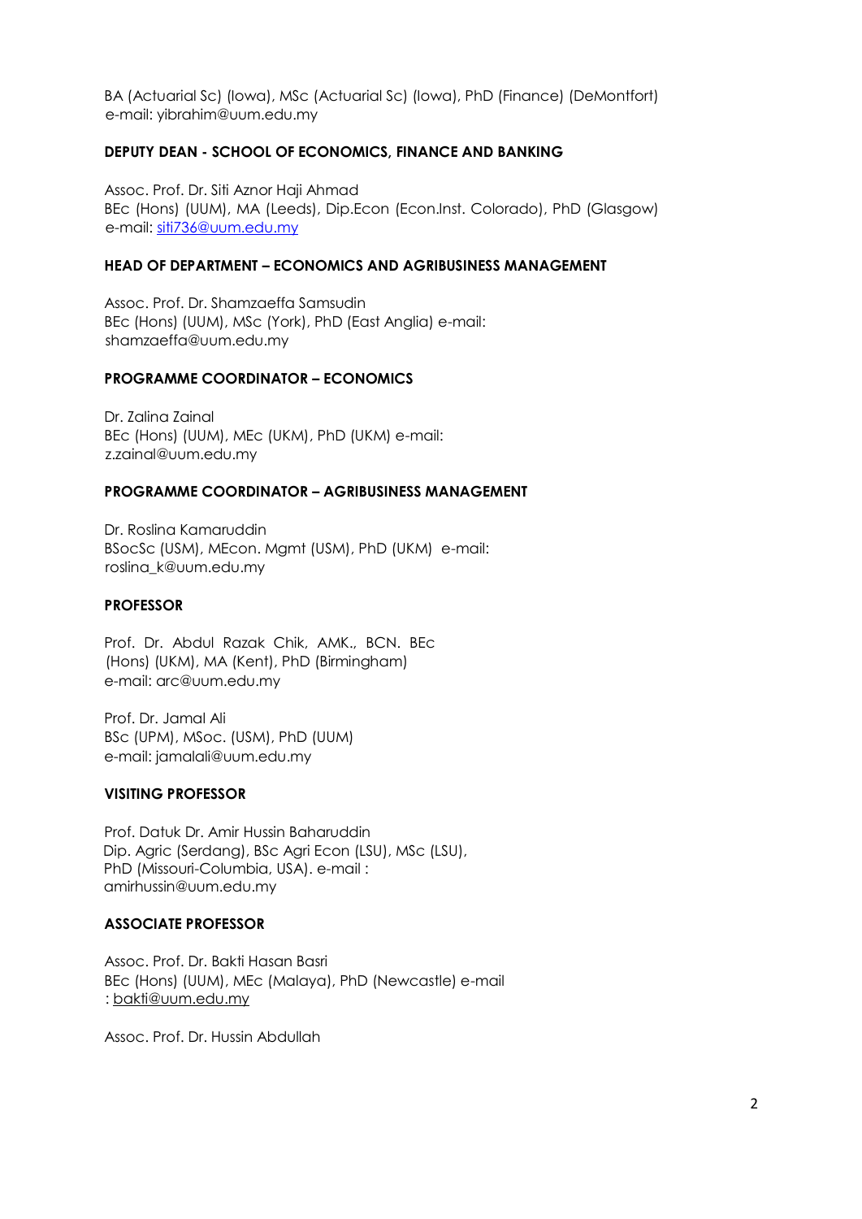BA (Actuarial Sc) (Iowa), MSc (Actuarial Sc) (Iowa), PhD (Finance) (DeMontfort)
e-mail: yibrahim@uum.edu.my

**DEPUTY DEAN - SCHOOL OF ECONOMICS, FINANCE AND BANKING**

Assoc. Prof. Dr. Siti Aznor Haji Ahmad
BEc (Hons) (UUM), MA (Leeds), Dip.Econ (Econ.Inst. Colorado), PhD (Glasgow)
e-mail: siti736@uum.edu.my

**HEAD OF DEPARTMENT – ECONOMICS AND AGRIBUSINESS MANAGEMENT**

Assoc. Prof. Dr. Shamzaeffa Samsudin
BEc (Hons) (UUM), MSc (York), PhD (East Anglia) e-mail:
shamzaeffa@uum.edu.my

**PROGRAMME COORDINATOR – ECONOMICS**

Dr. Zalina Zainal
BEc (Hons) (UUM), MEc (UKM), PhD (UKM) e-mail:
z.zainal@uum.edu.my

**PROGRAMME COORDINATOR – AGRIBUSINESS MANAGEMENT**

Dr. Roslina Kamaruddin
BSocSc (USM), MEcon. Mgmt (USM), PhD (UKM) e-mail:
roslina_k@uum.edu.my

**PROFESSOR**

Prof. Dr. Abdul Razak Chik, AMK., BCN. BEc (Hons) (UKM), MA (Kent), PhD (Birmingham)
e-mail: arc@uum.edu.my

Prof. Dr. Jamal Ali
BSc (UPM), MSoc. (USM), PhD (UUM)
e-mail: jamalali@uum.edu.my

**VISITING PROFESSOR**

Prof. Datuk Dr. Amir Hussin Baharuddin
Dip. Agric (Serdang), BSc Agri Econ (LSU), MSc (LSU),
PhD (Missouri-Columbia, USA). e-mail :
amirhussin@uum.edu.my

**ASSOCIATE PROFESSOR**

Assoc. Prof. Dr. Bakti Hasan Basri
BEc (Hons) (UUM), MEc (Malaya), PhD (Newcastle) e-mail
: bakti@uum.edu.my

Assoc. Prof. Dr. Hussin Abdullah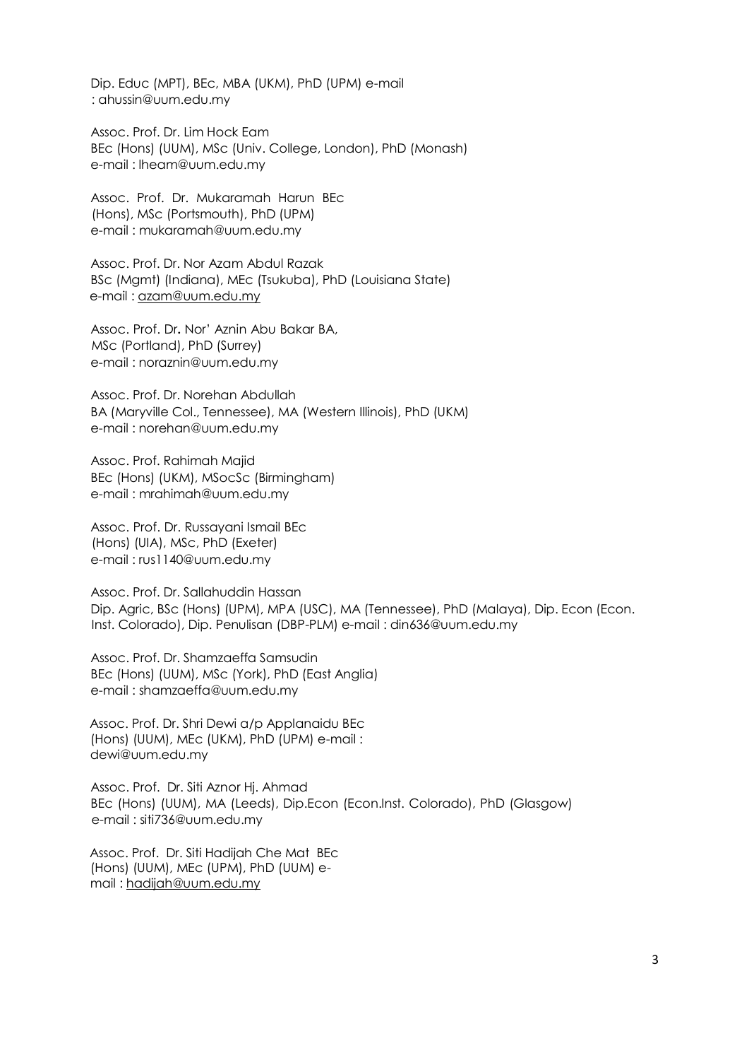Dip. Educ (MPT), BEc, MBA (UKM), PhD (UPM) e-mail : ahussin@uum.edu.my

Assoc. Prof. Dr. Lim Hock Eam
BEc (Hons) (UUM), MSc (Univ. College, London), PhD (Monash)
e-mail : lheam@uum.edu.my

Assoc. Prof. Dr. Mukaramah Harun BEc (Hons), MSc (Portsmouth), PhD (UPM)
e-mail : mukaramah@uum.edu.my

Assoc. Prof. Dr. Nor Azam Abdul Razak
BSc (Mgmt) (Indiana), MEc (Tsukuba), PhD (Louisiana State)
e-mail : azam@uum.edu.my

Assoc. Prof. Dr**.** Nor' Aznin Abu Bakar BA, MSc (Portland), PhD (Surrey)
e-mail : noraznin@uum.edu.my

Assoc. Prof. Dr. Norehan Abdullah
BA (Maryville Col., Tennessee), MA (Western Illinois), PhD (UKM)
e-mail : norehan@uum.edu.my

Assoc. Prof. Rahimah Majid
BEc (Hons) (UKM), MSocSc (Birmingham)
e-mail : mrahimah@uum.edu.my

Assoc. Prof. Dr. Russayani Ismail BEc (Hons) (UIA), MSc, PhD (Exeter)
e-mail : rus1140@uum.edu.my

Assoc. Prof. Dr. Sallahuddin Hassan
Dip. Agric, BSc (Hons) (UPM), MPA (USC), MA (Tennessee), PhD (Malaya), Dip. Econ (Econ. Inst. Colorado), Dip. Penulisan (DBP-PLM) e-mail : din636@uum.edu.my

Assoc. Prof. Dr. Shamzaeffa Samsudin
BEc (Hons) (UUM), MSc (York), PhD (East Anglia)
e-mail : shamzaeffa@uum.edu.my

Assoc. Prof. Dr. Shri Dewi a/p Applanaidu BEc (Hons) (UUM), MEc (UKM), PhD (UPM) e-mail : dewi@uum.edu.my

Assoc. Prof. Dr. Siti Aznor Hj. Ahmad
BEc (Hons) (UUM), MA (Leeds), Dip.Econ (Econ.Inst. Colorado), PhD (Glasgow)
e-mail : siti736@uum.edu.my

Assoc. Prof. Dr. Siti Hadijah Che Mat BEc (Hons) (UUM), MEc (UPM), PhD (UUM) e-mail : hadijah@uum.edu.my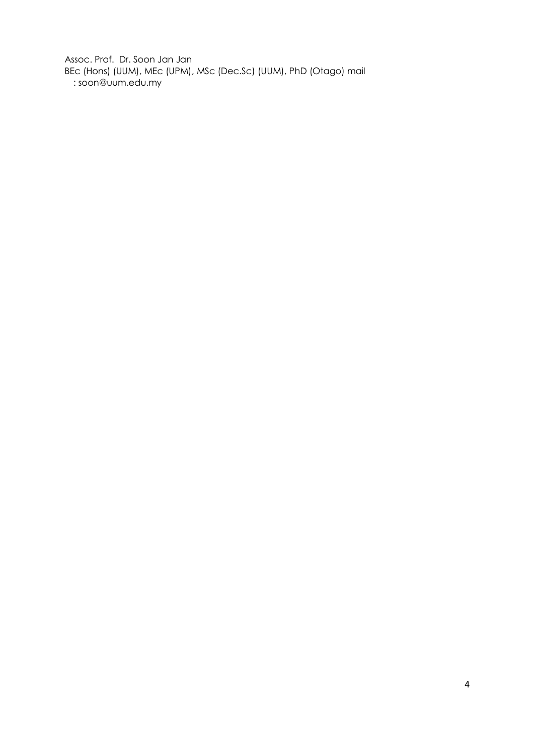Assoc. Prof. Dr. Soon Jan Jan
BEc (Hons) (UUM), MEc (UPM), MSc (Dec.Sc) (UUM), PhD (Otago) mail
: soon@uum.edu.my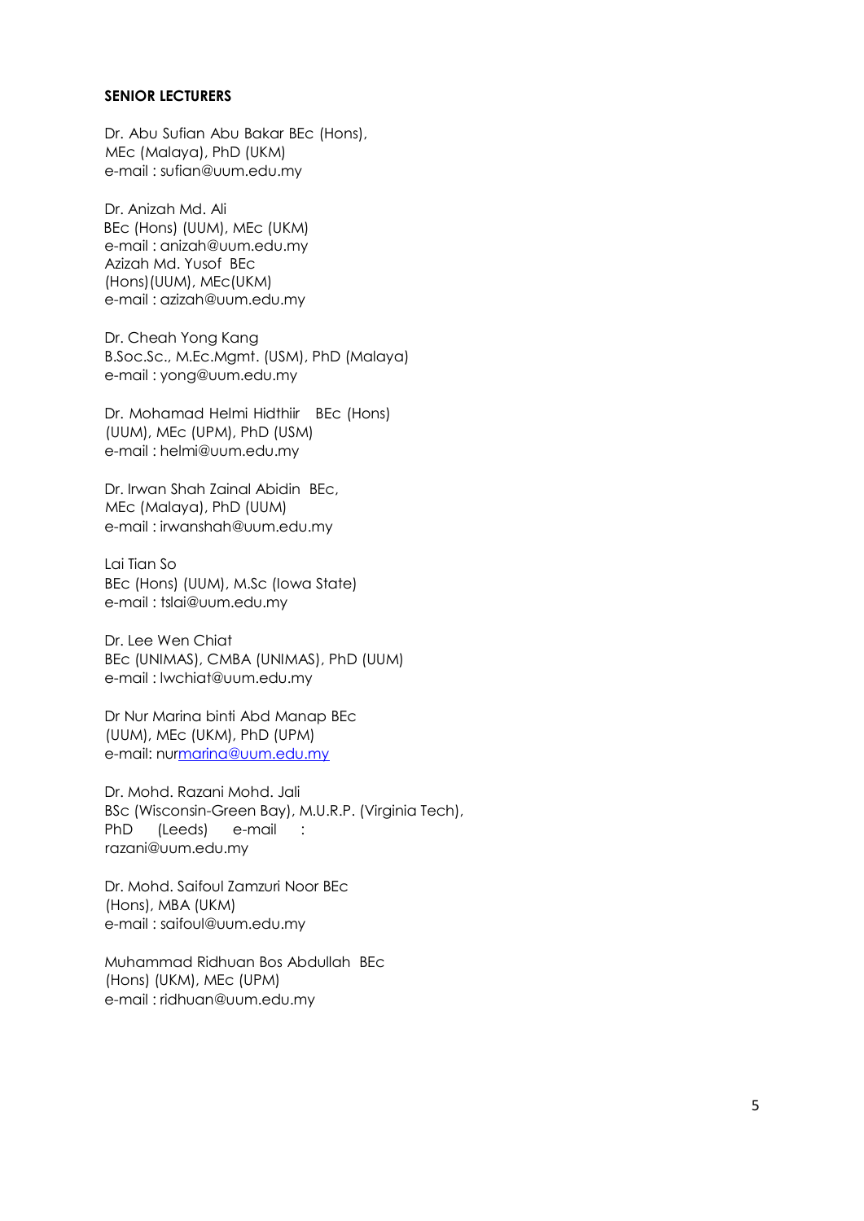**SENIOR LECTURERS**

Dr. Abu Sufian Abu Bakar BEc (Hons), MEc (Malaya), PhD (UKM)
e-mail : sufian@uum.edu.my

Dr. Anizah Md. Ali
BEc (Hons) (UUM), MEc (UKM)
e-mail : anizah@uum.edu.my
Azizah Md. Yusof BEc (Hons)(UUM), MEc(UKM)
e-mail : azizah@uum.edu.my

Dr. Cheah Yong Kang
B.Soc.Sc., M.Ec.Mgmt. (USM), PhD (Malaya)
e-mail : yong@uum.edu.my

Dr. Mohamad Helmi Hidthiir BEc (Hons) (UUM), MEc (UPM), PhD (USM)
e-mail : helmi@uum.edu.my

Dr. Irwan Shah Zainal Abidin BEc, MEc (Malaya), PhD (UUM)
e-mail : irwanshah@uum.edu.my

Lai Tian So
BEc (Hons) (UUM), M.Sc (Iowa State)
e-mail : tslai@uum.edu.my

Dr. Lee Wen Chiat
BEc (UNIMAS), CMBA (UNIMAS), PhD (UUM)
e-mail : lwchiat@uum.edu.my

Dr Nur Marina binti Abd Manap BEc (UUM), MEc (UKM), PhD (UPM)
e-mail: nurmarina@uum.edu.my

Dr. Mohd. Razani Mohd. Jali
BSc (Wisconsin-Green Bay), M.U.R.P. (Virginia Tech), PhD (Leeds) e-mail : razani@uum.edu.my

Dr. Mohd. Saifoul Zamzuri Noor BEc (Hons), MBA (UKM)
e-mail : saifoul@uum.edu.my

Muhammad Ridhuan Bos Abdullah BEc (Hons) (UKM), MEc (UPM)
e-mail : ridhuan@uum.edu.my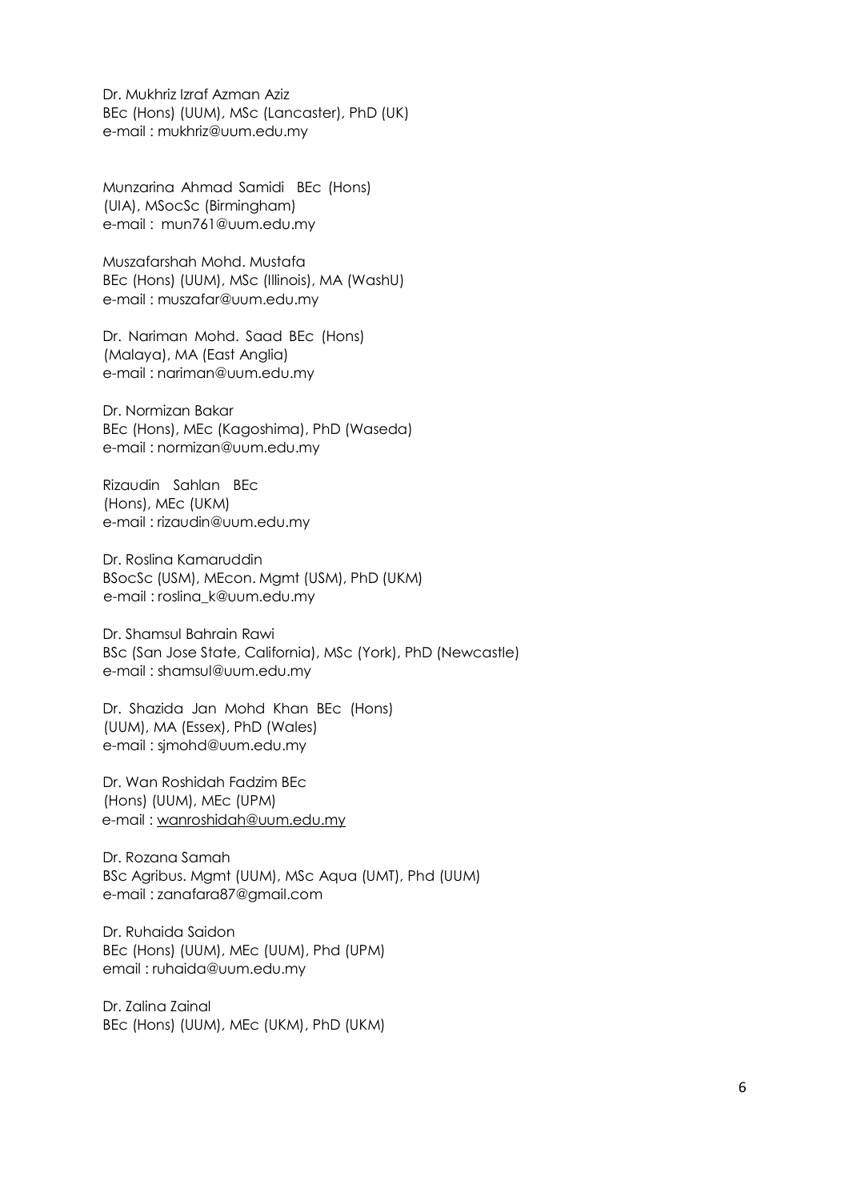Dr. Mukhriz Izraf Azman Aziz
BEc (Hons) (UUM), MSc (Lancaster), PhD (UK)
e-mail : mukhriz@uum.edu.my

Munzarina Ahmad Samidi BEc (Hons)
(UIA), MSocSc (Birmingham)
e-mail : mun761@uum.edu.my

Muszafarshah Mohd. Mustafa
BEc (Hons) (UUM), MSc (Illinois), MA (WashU)
e-mail : muszafar@uum.edu.my

Dr. Nariman Mohd. Saad BEc (Hons)
(Malaya), MA (East Anglia)
e-mail : nariman@uum.edu.my

Dr. Normizan Bakar
BEc (Hons), MEc (Kagoshima), PhD (Waseda)
e-mail : normizan@uum.edu.my

Rizaudin Sahlan BEc
(Hons), MEc (UKM)
e-mail : rizaudin@uum.edu.my

Dr. Roslina Kamaruddin
BSocSc (USM), MEcon. Mgmt (USM), PhD (UKM)
e-mail : roslina_k@uum.edu.my

Dr. Shamsul Bahrain Rawi
BSc (San Jose State, California), MSc (York), PhD (Newcastle)
e-mail : shamsul@uum.edu.my

Dr. Shazida Jan Mohd Khan BEc (Hons)
(UUM), MA (Essex), PhD (Wales)
e-mail : sjmohd@uum.edu.my

Dr. Wan Roshidah Fadzim BEc
(Hons) (UUM), MEc (UPM)
e-mail : wanroshidah@uum.edu.my

Dr. Rozana Samah
BSc Agribus. Mgmt (UUM), MSc Aqua (UMT), Phd (UUM)
e-mail : zanafara87@gmail.com

Dr. Ruhaida Saidon
BEc (Hons) (UUM), MEc (UUM), Phd (UPM)
email : ruhaida@uum.edu.my

Dr. Zalina Zainal
BEc (Hons) (UUM), MEc (UKM), PhD (UKM)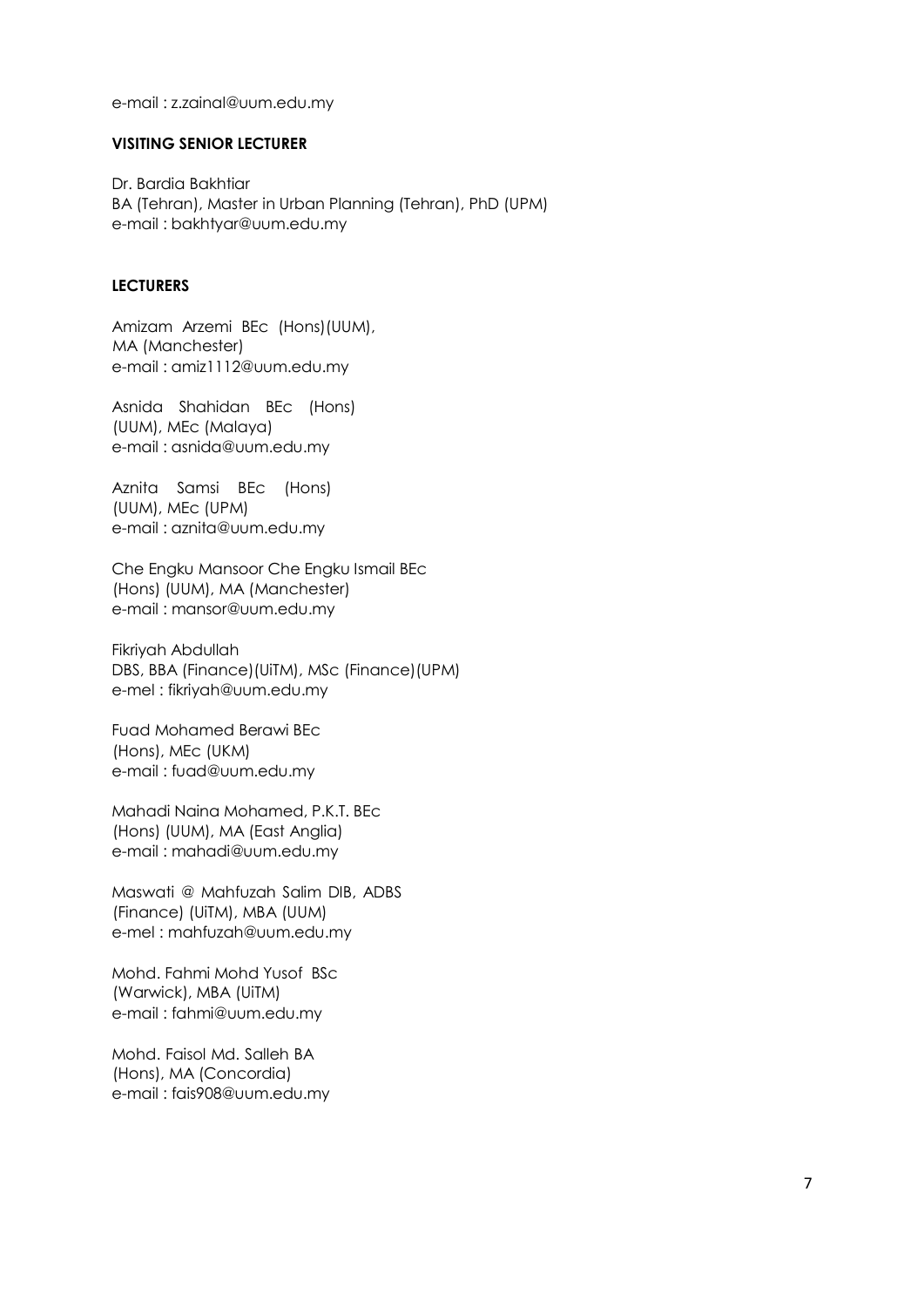e-mail : z.zainal@uum.edu.my

**VISITING SENIOR LECTURER**

Dr. Bardia Bakhtiar
BA (Tehran), Master in Urban Planning (Tehran), PhD (UPM)
e-mail : bakhtyar@uum.edu.my

**LECTURERS**

Amizam Arzemi BEc (Hons)(UUM), MA (Manchester)
e-mail : amiz1112@uum.edu.my

Asnida Shahidan BEc (Hons) (UUM), MEc (Malaya)
e-mail : asnida@uum.edu.my

Aznita Samsi BEc (Hons) (UUM), MEc (UPM)
e-mail : aznita@uum.edu.my

Che Engku Mansoor Che Engku Ismail BEc (Hons) (UUM), MA (Manchester)
e-mail : mansor@uum.edu.my

Fikriyah Abdullah
DBS, BBA (Finance)(UiTM), MSc (Finance)(UPM)
e-mel : fikriyah@uum.edu.my

Fuad Mohamed Berawi BEc (Hons), MEc (UKM)
e-mail : fuad@uum.edu.my

Mahadi Naina Mohamed, P.K.T. BEc (Hons) (UUM), MA (East Anglia)
e-mail : mahadi@uum.edu.my

Maswati @ Mahfuzah Salim DIB, ADBS (Finance) (UiTM), MBA (UUM)
e-mel : mahfuzah@uum.edu.my

Mohd. Fahmi Mohd Yusof BSc (Warwick), MBA (UiTM)
e-mail : fahmi@uum.edu.my

Mohd. Faisol Md. Salleh BA (Hons), MA (Concordia)
e-mail : fais908@uum.edu.my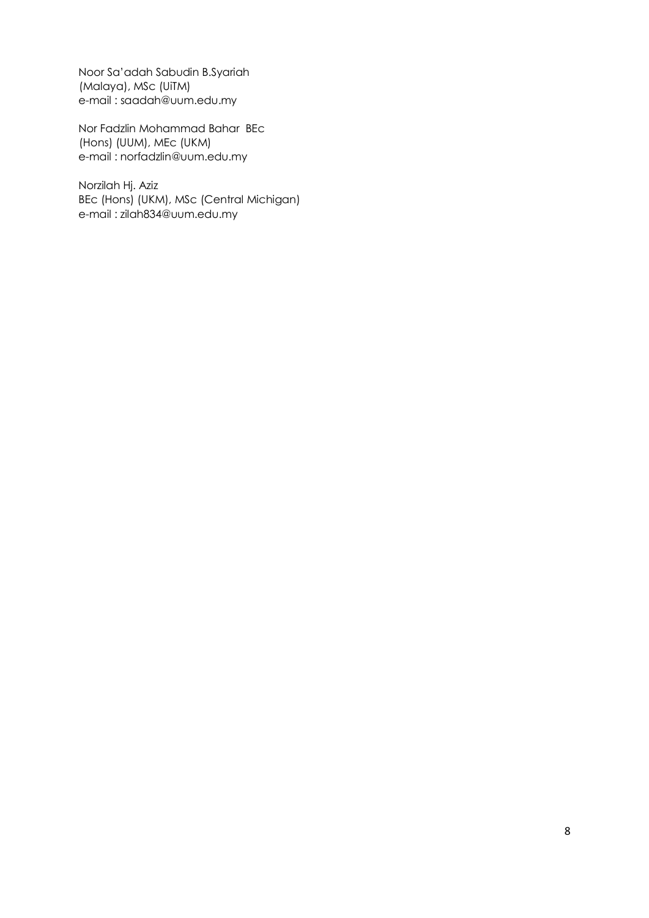Noor Sa'adah Sabudin B.Syariah (Malaya), MSc (UiTM)
e-mail : saadah@uum.edu.my

Nor Fadzlin Mohammad Bahar BEc (Hons) (UUM), MEc (UKM)
e-mail : norfadzlin@uum.edu.my

Norzilah Hj. Aziz
BEc (Hons) (UKM), MSc (Central Michigan)
e-mail : zilah834@uum.edu.my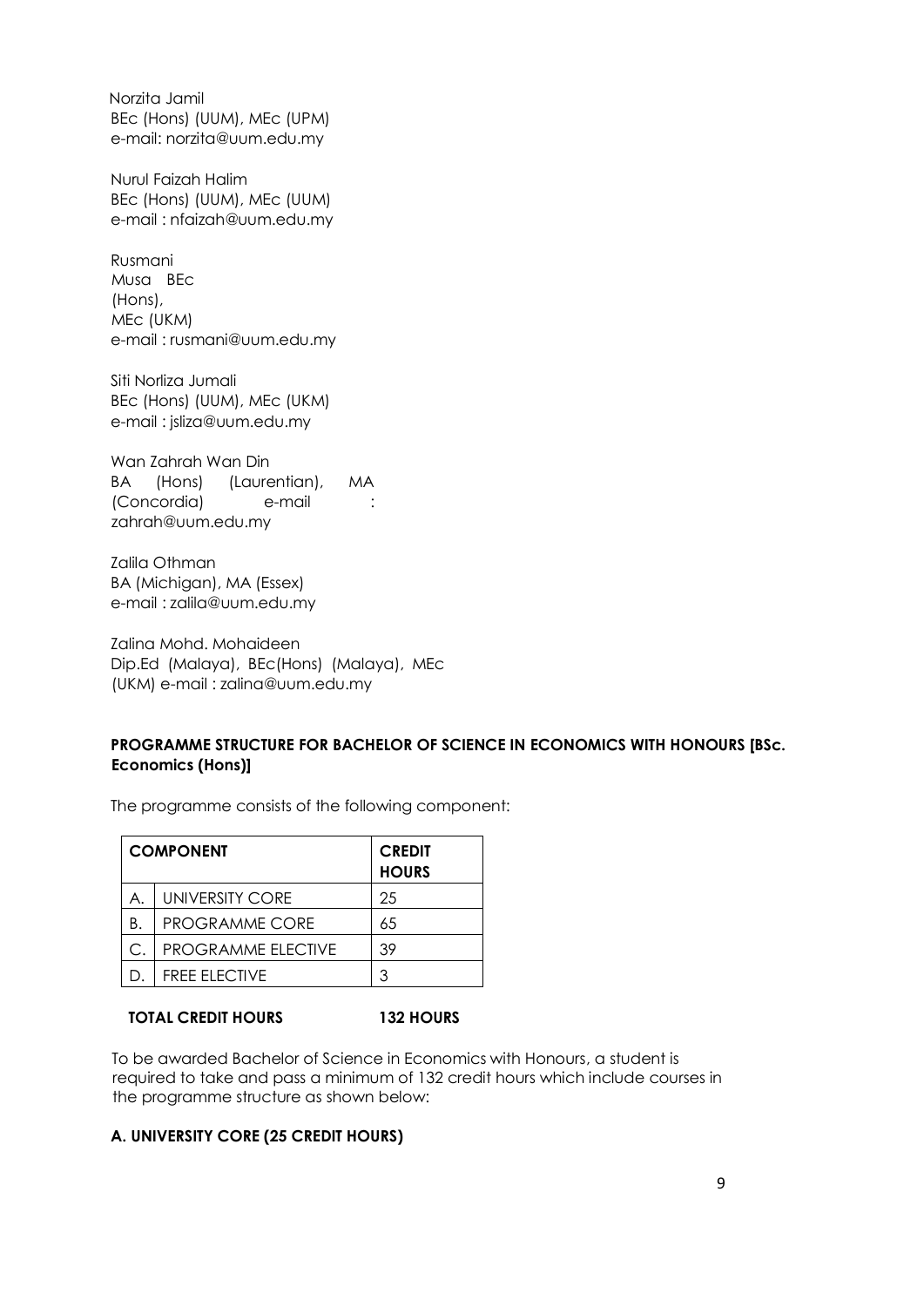Norzita Jamil
BEc (Hons) (UUM), MEc (UPM)
e-mail: norzita@uum.edu.my

Nurul Faizah Halim
BEc (Hons) (UUM), MEc (UUM)
e-mail : nfaizah@uum.edu.my

Rusmani Musa BEc (Hons), MEc (UKM)
e-mail : rusmani@uum.edu.my

Siti Norliza Jumali
BEc (Hons) (UUM), MEc (UKM)
e-mail : jsliza@uum.edu.my

Wan Zahrah Wan Din
BA (Hons) (Laurentian), MA (Concordia) e-mail : zahrah@uum.edu.my

Zalila Othman
BA (Michigan), MA (Essex)
e-mail : zalila@uum.edu.my

Zalina Mohd. Mohaideen
Dip.Ed (Malaya), BEc(Hons) (Malaya), MEc (UKM) e-mail : zalina@uum.edu.my

**PROGRAMME STRUCTURE FOR BACHELOR OF SCIENCE IN ECONOMICS WITH HONOURS [BSc. Economics (Hons)]**

The programme consists of the following component:

| COMPONENT | | CREDIT HOURS |
|---|---|---|
| A. | UNIVERSITY CORE | 25 |
| B. | PROGRAMME CORE | 65 |
| C. | PROGRAMME ELECTIVE | 39 |
| D. | FREE ELECTIVE | 3 |

**TOTAL CREDIT HOURS 132 HOURS**

To be awarded Bachelor of Science in Economics with Honours, a student is required to take and pass a minimum of 132 credit hours which include courses in the programme structure as shown below:

**A. UNIVERSITY CORE (25 CREDIT HOURS)**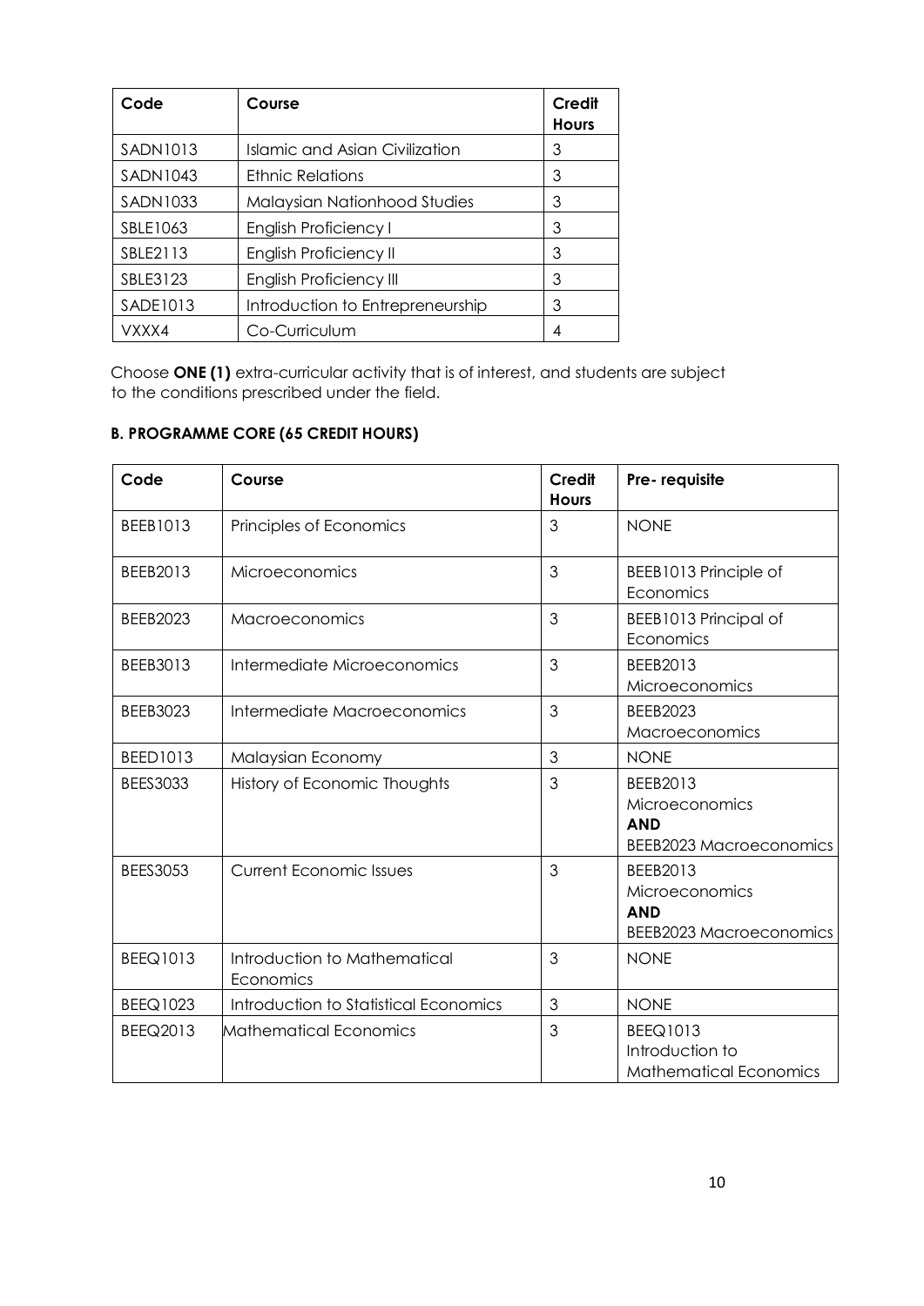| Code | Course | Credit Hours |
|---|---|---|
| SADN1013 | Islamic and Asian Civilization | 3 |
| SADN1043 | Ethnic Relations | 3 |
| SADN1033 | Malaysian Nationhood Studies | 3 |
| SBLE1063 | English Proficiency I | 3 |
| SBLE2113 | English Proficiency II | 3 |
| SBLE3123 | English Proficiency III | 3 |
| SADE1013 | Introduction to Entrepreneurship | 3 |
| VXXX4 | Co-Curriculum | 4 |

Choose **ONE (1)** extra-curricular activity that is of interest, and students are subject to the conditions prescribed under the field.

### B. PROGRAMME CORE (65 CREDIT HOURS)

| Code | Course | Credit Hours | Pre- requisite |
|---|---|---|---|
| BEEB1013 | Principles of Economics | 3 | NONE |
| BEEB2013 | Microeconomics | 3 | BEEB1013 Principle of Economics |
| BEEB2023 | Macroeconomics | 3 | BEEB1013 Principal of Economics |
| BEEB3013 | Intermediate Microeconomics | 3 | BEEB2013 Microeconomics |
| BEEB3023 | Intermediate Macroeconomics | 3 | BEEB2023 Macroeconomics |
| BEED1013 | Malaysian Economy | 3 | NONE |
| BEES3033 | History of Economic Thoughts | 3 | BEEB2013 Microeconomics **AND** BEEB2023 Macroeconomics |
| BEES3053 | Current Economic Issues | 3 | BEEB2013 Microeconomics **AND** BEEB2023 Macroeconomics |
| BEEQ1013 | Introduction to Mathematical Economics | 3 | NONE |
| BEEQ1023 | Introduction to Statistical Economics | 3 | NONE |
| BEEQ2013 | Mathematical Economics | 3 | BEEQ1013 Introduction to Mathematical Economics |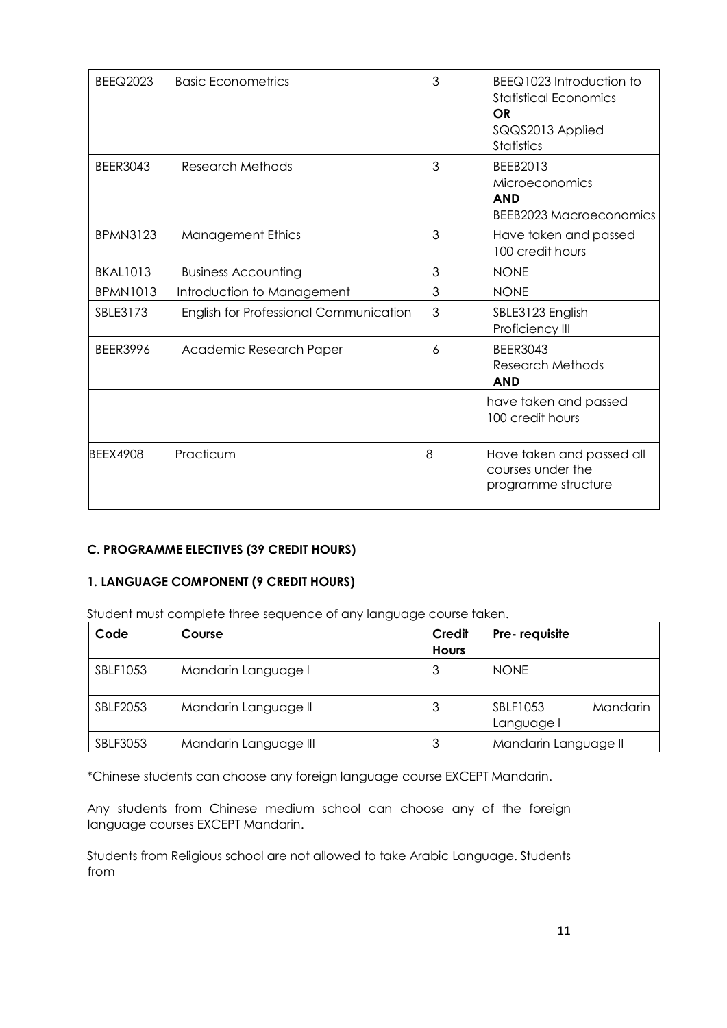| BEEQ2023 | Basic Econometrics | 3 | BEEQ1023 Introduction to Statistical Economics **OR** SQQS2013 Applied Statistics |
|---|---|---|---|
| BEER3043 | Research Methods | 3 | BEEB2013 Microeconomics **AND** BEEB2023 Macroeconomics |
| BPMN3123 | Management Ethics | 3 | Have taken and passed 100 credit hours |
| BKAL1013 | Business Accounting | 3 | NONE |
| BPMN1013 | Introduction to Management | 3 | NONE |
| SBLE3173 | English for Professional Communication | 3 | SBLE3123 English Proficiency III |
| BEER3996 | Academic Research Paper | 6 | BEER3043 Research Methods **AND** |
| | | | have taken and passed 100 credit hours |
| BEEX4908 | Practicum | 8 | Have taken and passed all courses under the programme structure |

**C. PROGRAMME ELECTIVES (39 CREDIT HOURS)**

**1. LANGUAGE COMPONENT (9 CREDIT HOURS)**

Student must complete three sequence of any language course taken.

| Code | Course | Credit Hours | Pre- requisite |
|---|---|---|---|
| SBLF1053 | Mandarin Language I | 3 | NONE |
| SBLF2053 | Mandarin Language II | 3 | SBLF1053 Mandarin Language I |
| SBLF3053 | Mandarin Language III | 3 | Mandarin Language II |

*Chinese students can choose any foreign language course EXCEPT Mandarin.

Any students from Chinese medium school can choose any of the foreign language courses EXCEPT Mandarin.

Students from Religious school are not allowed to take Arabic Language. Students from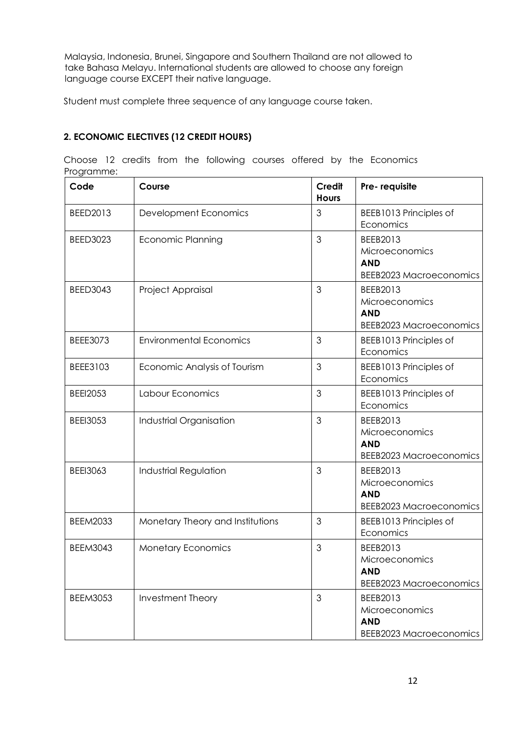Malaysia, Indonesia, Brunei, Singapore and Southern Thailand are not allowed to take Bahasa Melayu. International students are allowed to choose any foreign language course EXCEPT their native language.

Student must complete three sequence of any language course taken.

### 2. ECONOMIC ELECTIVES (12 CREDIT HOURS)

Choose 12 credits from the following courses offered by the Economics Programme:

| Code | Course | Credit Hours | Pre- requisite |
|---|---|---|---|
| BEED2013 | Development Economics | 3 | BEEB1013 Principles of Economics |
| BEED3023 | Economic Planning | 3 | BEEB2013 Microeconomics **AND** BEEB2023 Macroeconomics |
| BEED3043 | Project Appraisal | 3 | BEEB2013 Microeconomics **AND** BEEB2023 Macroeconomics |
| BEEE3073 | Environmental Economics | 3 | BEEB1013 Principles of Economics |
| BEEE3103 | Economic Analysis of Tourism | 3 | BEEB1013 Principles of Economics |
| BEEI2053 | Labour Economics | 3 | BEEB1013 Principles of Economics |
| BEEI3053 | Industrial Organisation | 3 | BEEB2013 Microeconomics **AND** BEEB2023 Macroeconomics |
| BEEI3063 | Industrial Regulation | 3 | BEEB2013 Microeconomics **AND** BEEB2023 Macroeconomics |
| BEEM2033 | Monetary Theory and Institutions | 3 | BEEB1013 Principles of Economics |
| BEEM3043 | Monetary Economics | 3 | BEEB2013 Microeconomics **AND** BEEB2023 Macroeconomics |
| BEEM3053 | Investment Theory | 3 | BEEB2013 Microeconomics **AND** BEEB2023 Macroeconomics |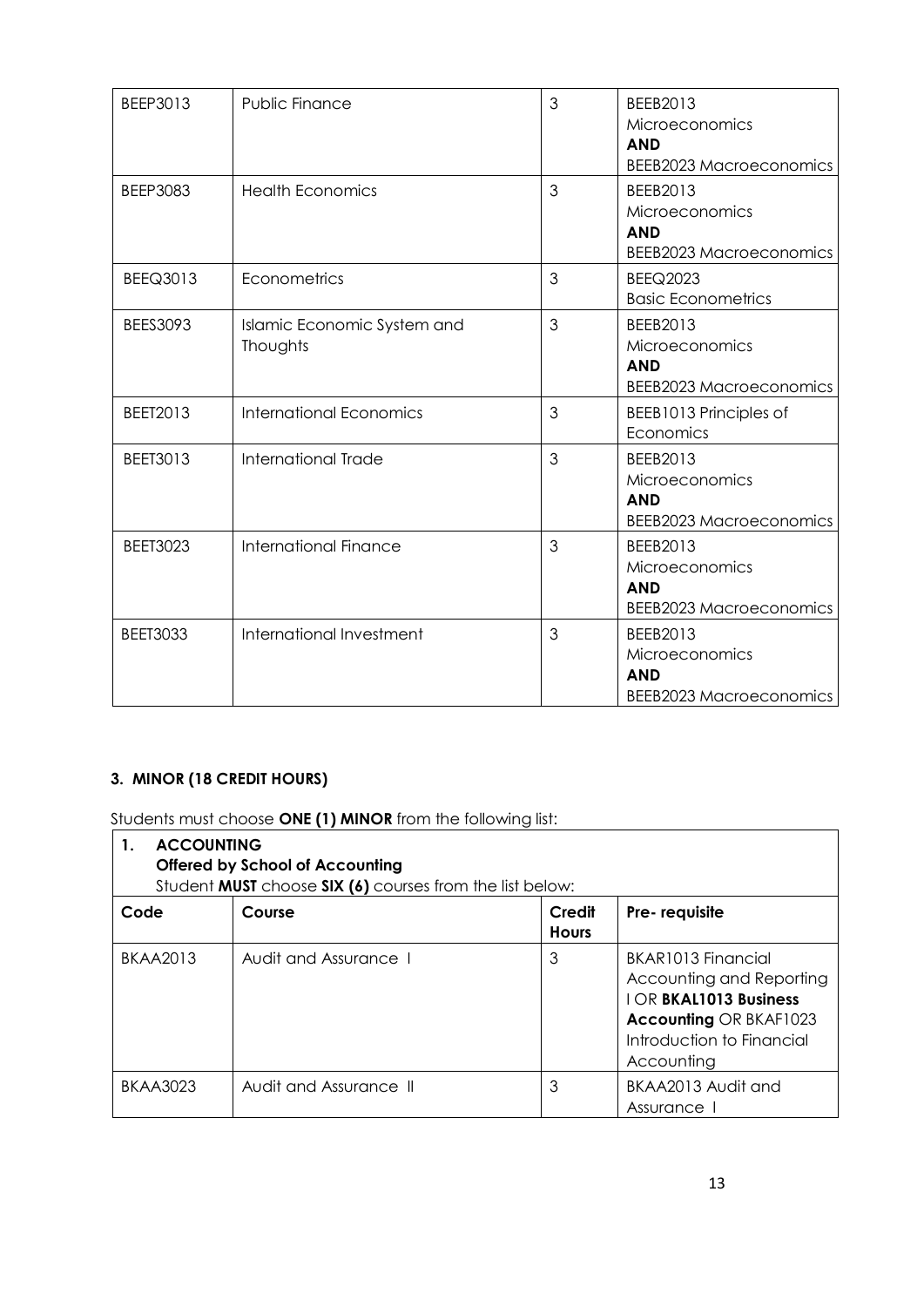| BEEP3013 | Public Finance | 3 | BEEB2013 Microeconomics **AND** BEEB2023 Macroeconomics |
|---|---|---|---|
| BEEP3083 | Health Economics | 3 | BEEB2013 Microeconomics **AND** BEEB2023 Macroeconomics |
| BEEQ3013 | Econometrics | 3 | BEEQ2023 Basic Econometrics |
| BEES3093 | Islamic Economic System and Thoughts | 3 | BEEB2013 Microeconomics **AND** BEEB2023 Macroeconomics |
| BEET2013 | International Economics | 3 | BEEB1013 Principles of Economics |
| BEET3013 | International Trade | 3 | BEEB2013 Microeconomics **AND** BEEB2023 Macroeconomics |
| BEET3023 | International Finance | 3 | BEEB2013 Microeconomics **AND** BEEB2023 Macroeconomics |
| BEET3033 | International Investment | 3 | BEEB2013 Microeconomics **AND** BEEB2023 Macroeconomics |

### 3. MINOR (18 CREDIT HOURS)

Students must choose **ONE (1) MINOR** from the following list:

**1. ACCOUNTING**
**Offered by School of Accounting**
Student **MUST** choose **SIX (6)** courses from the list below:

| Code | Course | Credit Hours | Pre- requisite |
|---|---|---|---|
| BKAA2013 | Audit and Assurance I | 3 | BKAR1013 Financial Accounting and Reporting I OR **BKAL1013 Business Accounting** OR BKAF1023 Introduction to Financial Accounting |
| BKAA3023 | Audit and Assurance II | 3 | BKAA2013 Audit and Assurance I |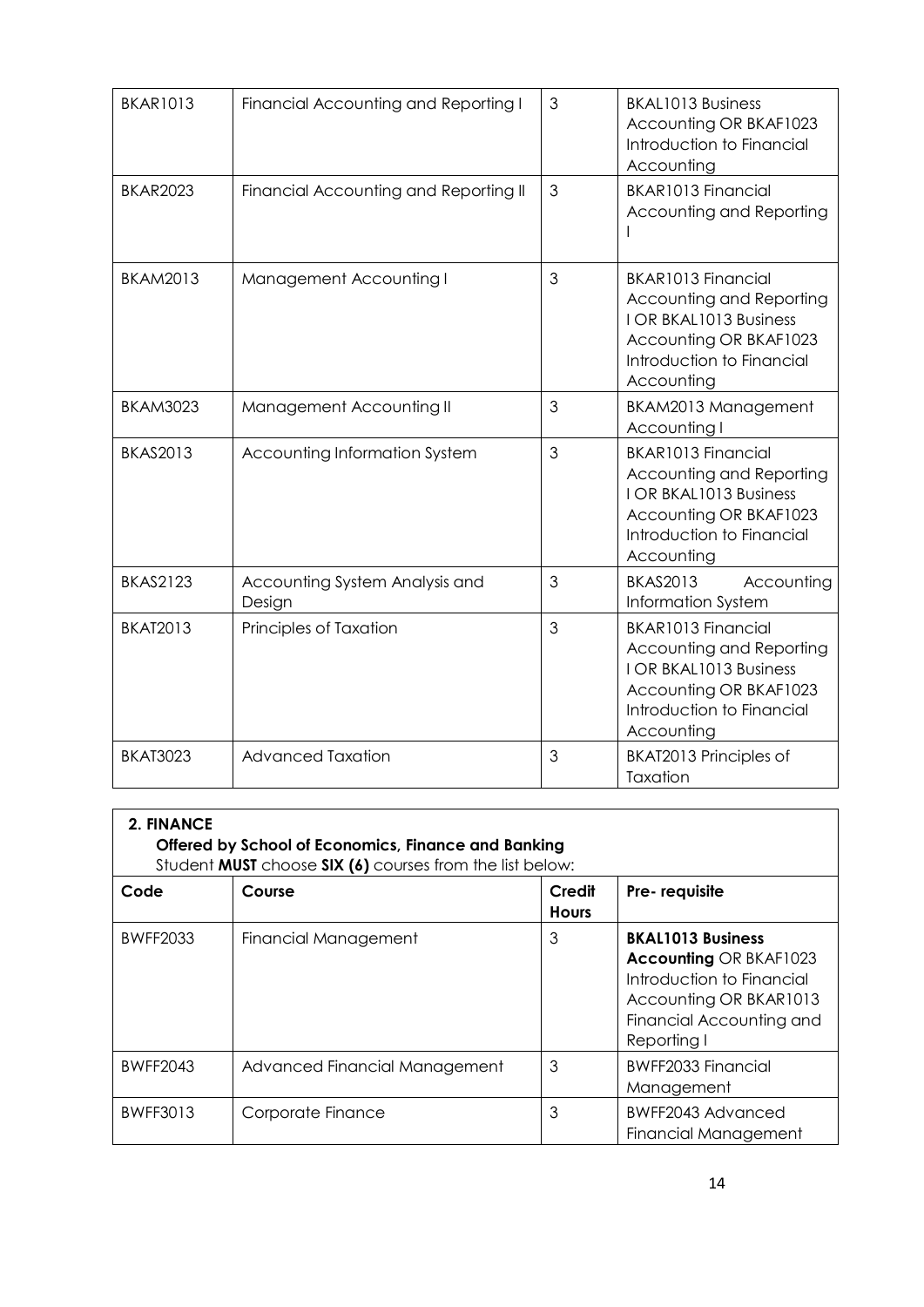| BKAR1013 | Financial Accounting and Reporting I | 3 | BKAL1013 Business Accounting OR BKAF1023 Introduction to Financial Accounting |
|---|---|---|---|
| BKAR2023 | Financial Accounting and Reporting II | 3 | BKAR1013 Financial Accounting and Reporting I |
| BKAM2013 | Management Accounting I | 3 | BKAR1013 Financial Accounting and Reporting I OR BKAL1013 Business Accounting OR BKAF1023 Introduction to Financial Accounting |
| BKAM3023 | Management Accounting II | 3 | BKAM2013 Management Accounting I |
| BKAS2013 | Accounting Information System | 3 | BKAR1013 Financial Accounting and Reporting I OR BKAL1013 Business Accounting OR BKAF1023 Introduction to Financial Accounting |
| BKAS2123 | Accounting System Analysis and Design | 3 | BKAS2013 Accounting Information System |
| BKAT2013 | Principles of Taxation | 3 | BKAR1013 Financial Accounting and Reporting I OR BKAL1013 Business Accounting OR BKAF1023 Introduction to Financial Accounting |
| BKAT3023 | Advanced Taxation | 3 | BKAT2013 Principles of Taxation |

**2. FINANCE**
**Offered by School of Economics, Finance and Banking**
Student **MUST** choose **SIX (6)** courses from the list below:

| Code | Course | Credit Hours | Pre- requisite |
|---|---|---|---|
| BWFF2033 | Financial Management | 3 | **BKAL1013 Business Accounting** OR BKAF1023 Introduction to Financial Accounting OR BKAR1013 Financial Accounting and Reporting I |
| BWFF2043 | Advanced Financial Management | 3 | BWFF2033 Financial Management |
| BWFF3013 | Corporate Finance | 3 | BWFF2043 Advanced Financial Management |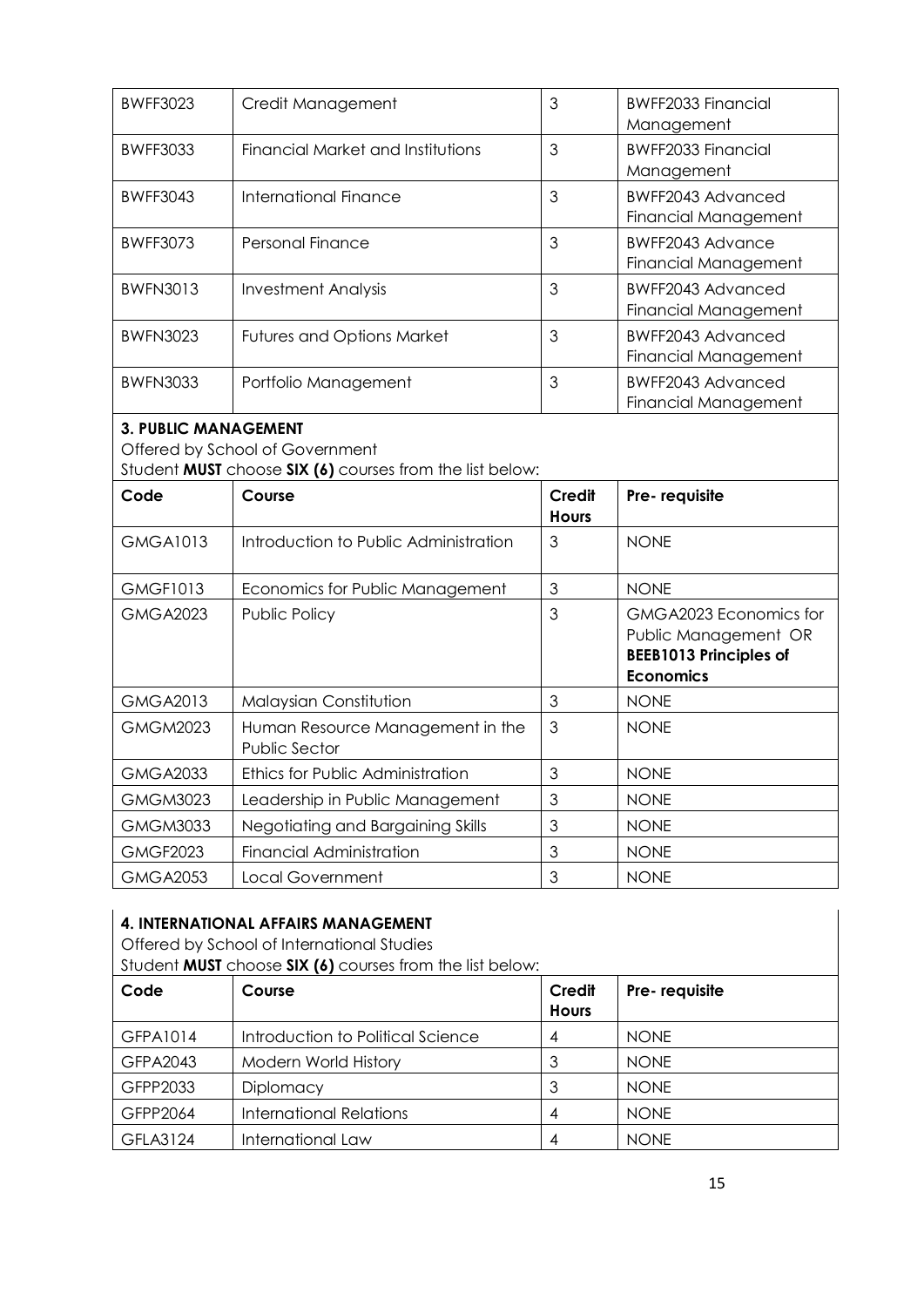| BWFF3023 | Credit Management | 3 | BWFF2033 Financial Management |
|---|---|---|---|
| BWFF3033 | Financial Market and Institutions | 3 | BWFF2033 Financial Management |
| BWFF3043 | International Finance | 3 | BWFF2043 Advanced Financial Management |
| BWFF3073 | Personal Finance | 3 | BWFF2043 Advance Financial Management |
| BWFN3013 | Investment Analysis | 3 | BWFF2043 Advanced Financial Management |
| BWFN3023 | Futures and Options Market | 3 | BWFF2043 Advanced Financial Management |
| BWFN3033 | Portfolio Management | 3 | BWFF2043 Advanced Financial Management |

**3. PUBLIC MANAGEMENT**

Offered by School of Government

Student **MUST** choose **SIX (6)** courses from the list below:

| Code | Course | Credit Hours | Pre- requisite |
|---|---|---|---|
| GMGA1013 | Introduction to Public Administration | 3 | NONE |
| GMGF1013 | Economics for Public Management | 3 | NONE |
| GMGA2023 | Public Policy | 3 | GMGA2023 Economics for Public Management OR **BEEB1013 Principles of Economics** |
| GMGA2013 | Malaysian Constitution | 3 | NONE |
| GMGM2023 | Human Resource Management in the Public Sector | 3 | NONE |
| GMGA2033 | Ethics for Public Administration | 3 | NONE |
| GMGM3023 | Leadership in Public Management | 3 | NONE |
| GMGM3033 | Negotiating and Bargaining Skills | 3 | NONE |
| GMGF2023 | Financial Administration | 3 | NONE |
| GMGA2053 | Local Government | 3 | NONE |

**4. INTERNATIONAL AFFAIRS MANAGEMENT**

Offered by School of International Studies

Student **MUST** choose **SIX (6)** courses from the list below:

| Code | Course | Credit Hours | Pre- requisite |
|---|---|---|---|
| GFPA1014 | Introduction to Political Science | 4 | NONE |
| GFPA2043 | Modern World History | 3 | NONE |
| GFPP2033 | Diplomacy | 3 | NONE |
| GFPP2064 | International Relations | 4 | NONE |
| GFLA3124 | International Law | 4 | NONE |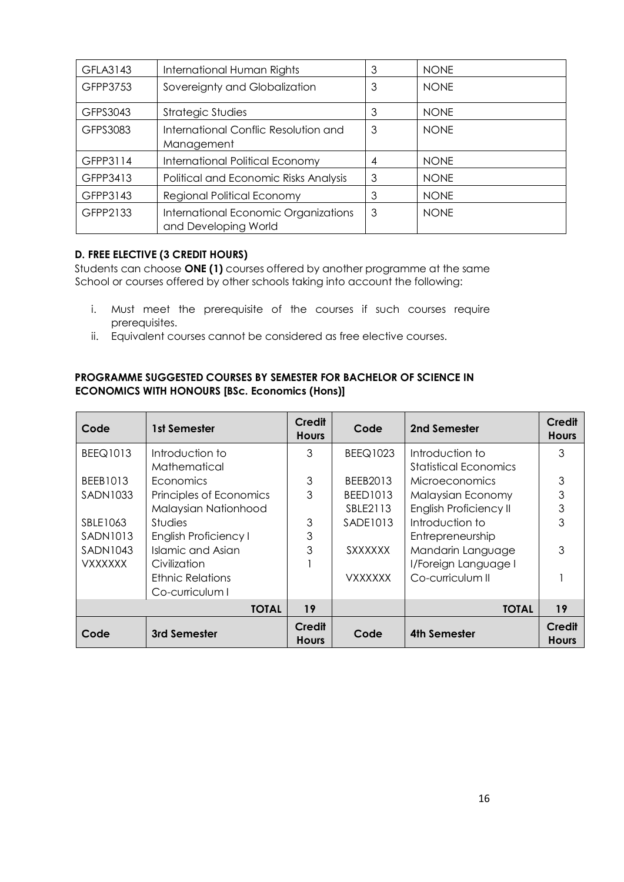| | | | |
|---|---|---|---|
| GFLA3143 | International Human Rights | 3 | NONE |
| GFPP3753 | Sovereignty and Globalization | 3 | NONE |
| GFPS3043 | Strategic Studies | 3 | NONE |
| GFPS3083 | International Conflic Resolution and Management | 3 | NONE |
| GFPP3114 | International Political Economy | 4 | NONE |
| GFPP3413 | Political and Economic Risks Analysis | 3 | NONE |
| GFPP3143 | Regional Political Economy | 3 | NONE |
| GFPP2133 | International Economic Organizations and Developing World | 3 | NONE |

**D. FREE ELECTIVE (3 CREDIT HOURS)**

Students can choose **ONE (1)** courses offered by another programme at the same School or courses offered by other schools taking into account the following:

i. Must meet the prerequisite of the courses if such courses require prerequisites.
ii. Equivalent courses cannot be considered as free elective courses.

**PROGRAMME SUGGESTED COURSES BY SEMESTER FOR BACHELOR OF SCIENCE IN ECONOMICS WITH HONOURS [BSc. Economics (Hons)]**

| Code | 1st Semester | Credit Hours | Code | 2nd Semester | Credit Hours |
|---|---|---|---|---|---|
| BEEQ1013 | Introduction to | 3 | BEEQ1023 | Introduction to | 3 |
| | Mathematical | | | Statistical Economics | |
| BEEB1013 | Economics | 3 | BEEB2013 | Microeconomics | 3 |
| SADN1033 | Principles of Economics | 3 | BEED1013 | Malaysian Economy | 3 |
| | Malaysian Nationhood | | SBLE2113 | English Proficiency II | 3 |
| SBLE1063 | Studies | 3 | SADE1013 | Introduction to | 3 |
| SADN1013 | English Proficiency I | 3 | | Entrepreneurship | |
| SADN1043 | Islamic and Asian | 3 | SXXXXXX | Mandarin Language | 3 |
| VXXXXXX | Civilization | 1 | | I/Foreign Language I | |
| | Ethnic Relations | | VXXXXXX | Co-curriculum II | 1 |
| | Co-curriculum I | | | | |
| | **TOTAL** | **19** | | **TOTAL** | **19** |
| **Code** | **3rd Semester** | **Credit Hours** | **Code** | **4th Semester** | **Credit Hours** |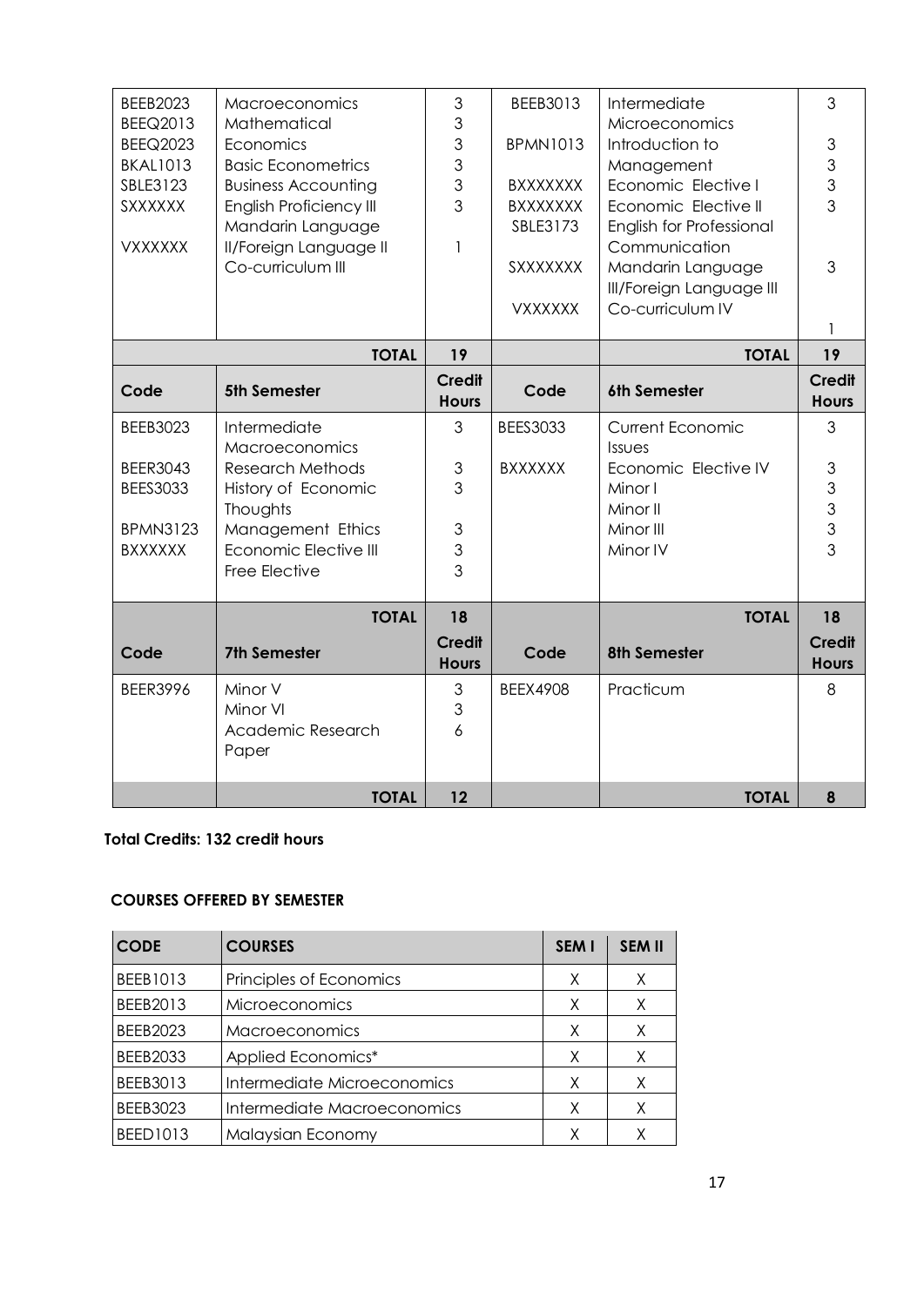| Code | Semester | Credit Hours | Code | Semester | Credit Hours |
|---|---|---|---|---|---|
| BEEB2023<br>BEEQ2013<br>BEEQ2023<br>BKAL1013<br>SBLE3123<br>SXXXXXX<br><br>VXXXXXX | Macroeconomics<br>Mathematical<br>Economics<br>Basic Econometrics<br>Business Accounting<br>English Proficiency III<br>Mandarin Language<br>II/Foreign Language II<br>Co-curriculum III | 3<br>3<br>3<br>3<br>3<br>3<br><br>1 | BEEB3013<br><br>BPMN1013<br><br>BXXXXXXX<br>BXXXXXXX<br>SBLE3173<br><br>SXXXXXXX<br><br>VXXXXXX | Intermediate<br>Microeconomics<br>Introduction to<br>Management<br>Economic Elective I<br>Economic Elective II<br>English for Professional<br>Communication<br>Mandarin Language<br>III/Foreign Language III<br>Co-curriculum IV | 3<br><br>3<br>3<br>3<br>3<br><br>3<br><br><br>1 |
| | **TOTAL** | **19** | | **TOTAL** | **19** |
| **Code** | **5th Semester** | **Credit Hours** | **Code** | **6th Semester** | **Credit Hours** |
| BEEB3023<br><br>BEER3043<br>BEES3033<br><br>BPMN3123<br>BXXXXXX | Intermediate<br>Macroeconomics<br>Research Methods<br>History of Economic<br>Thoughts<br>Management Ethics<br>Economic Elective III<br>Free Elective | 3<br><br>3<br>3<br><br>3<br>3<br>3 | BEES3033<br><br>BXXXXXX | Current Economic<br>Issues<br>Economic Elective IV<br>Minor I<br>Minor II<br>Minor III<br>Minor IV | 3<br><br>3<br>3<br>3<br>3<br>3 |
| | **TOTAL** | **18** | | **TOTAL** | **18** |
| **Code** | **7th Semester** | **Credit Hours** | **Code** | **8th Semester** | **Credit Hours** |
| BEER3996 | Minor V<br>Minor VI<br>Academic Research<br>Paper | 3<br>3<br>6 | BEEX4908 | Practicum | 8 |
| | **TOTAL** | **12** | | **TOTAL** | **8** |

**Total Credits: 132 credit hours**

**COURSES OFFERED BY SEMESTER**

| CODE | COURSES | SEM I | SEM II |
|---|---|---|---|
| BEEB1013 | Principles of Economics | X | X |
| BEEB2013 | Microeconomics | X | X |
| BEEB2023 | Macroeconomics | X | X |
| BEEB2033 | Applied Economics* | X | X |
| BEEB3013 | Intermediate Microeconomics | X | X |
| BEEB3023 | Intermediate Macroeconomics | X | X |
| BEED1013 | Malaysian Economy | X | X |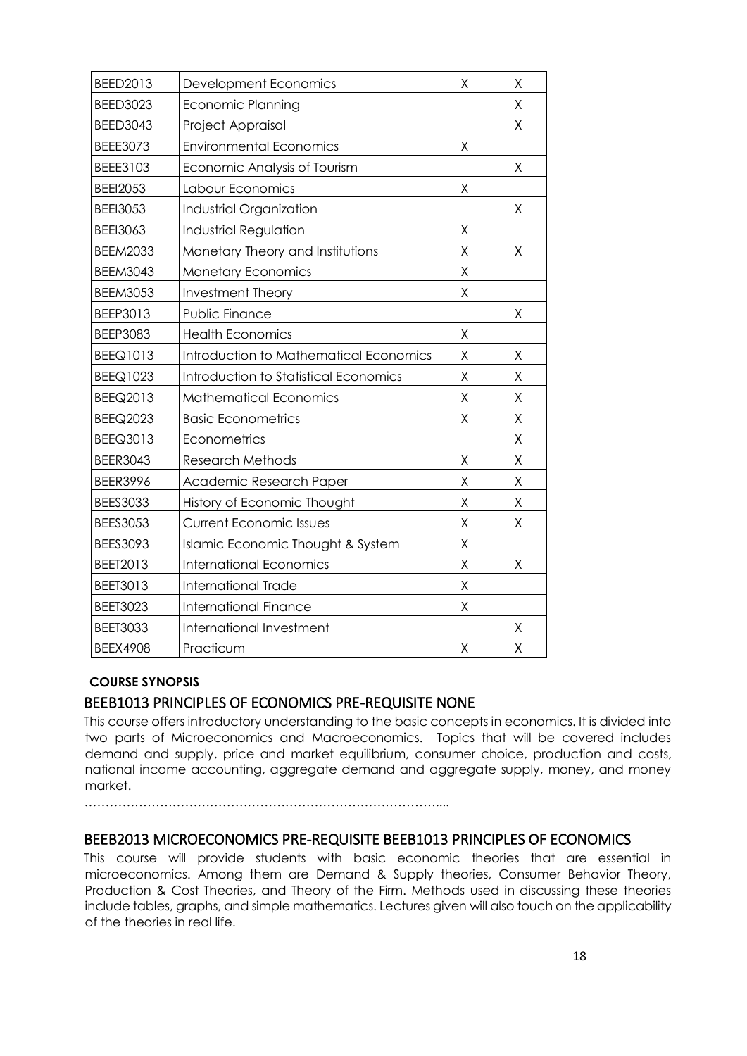| | | | |
|---|---|---|---|
| BEED2013 | Development Economics | X | X |
| BEED3023 | Economic Planning | | X |
| BEED3043 | Project Appraisal | | X |
| BEEE3073 | Environmental Economics | X | |
| BEEE3103 | Economic Analysis of Tourism | | X |
| BEEI2053 | Labour Economics | X | |
| BEEI3053 | Industrial Organization | | X |
| BEEI3063 | Industrial Regulation | X | |
| BEEM2033 | Monetary Theory and Institutions | X | X |
| BEEM3043 | Monetary Economics | X | |
| BEEM3053 | Investment Theory | X | |
| BEEP3013 | Public Finance | | X |
| BEEP3083 | Health Economics | X | |
| BEEQ1013 | Introduction to Mathematical Economics | X | X |
| BEEQ1023 | Introduction to Statistical Economics | X | X |
| BEEQ2013 | Mathematical Economics | X | X |
| BEEQ2023 | Basic Econometrics | X | X |
| BEEQ3013 | Econometrics | | X |
| BEER3043 | Research Methods | X | X |
| BEER3996 | Academic Research Paper | X | X |
| BEES3033 | History of Economic Thought | X | X |
| BEES3053 | Current Economic Issues | X | X |
| BEES3093 | Islamic Economic Thought & System | X | |
| BEET2013 | International Economics | X | X |
| BEET3013 | International Trade | X | |
| BEET3023 | International Finance | X | |
| BEET3033 | International Investment | | X |
| BEEX4908 | Practicum | X | X |

**COURSE SYNOPSIS**

## BEEB1013 PRINCIPLES OF ECONOMICS PRE-REQUISITE NONE

This course offers introductory understanding to the basic concepts in economics. It is divided into two parts of Microeconomics and Macroeconomics. Topics that will be covered includes demand and supply, price and market equilibrium, consumer choice, production and costs, national income accounting, aggregate demand and aggregate supply, money, and money market.

…………………………………………………………………………....

## BEEB2013 MICROECONOMICS PRE-REQUISITE BEEB1013 PRINCIPLES OF ECONOMICS

This course will provide students with basic economic theories that are essential in microeconomics. Among them are Demand & Supply theories, Consumer Behavior Theory, Production & Cost Theories, and Theory of the Firm. Methods used in discussing these theories include tables, graphs, and simple mathematics. Lectures given will also touch on the applicability of the theories in real life.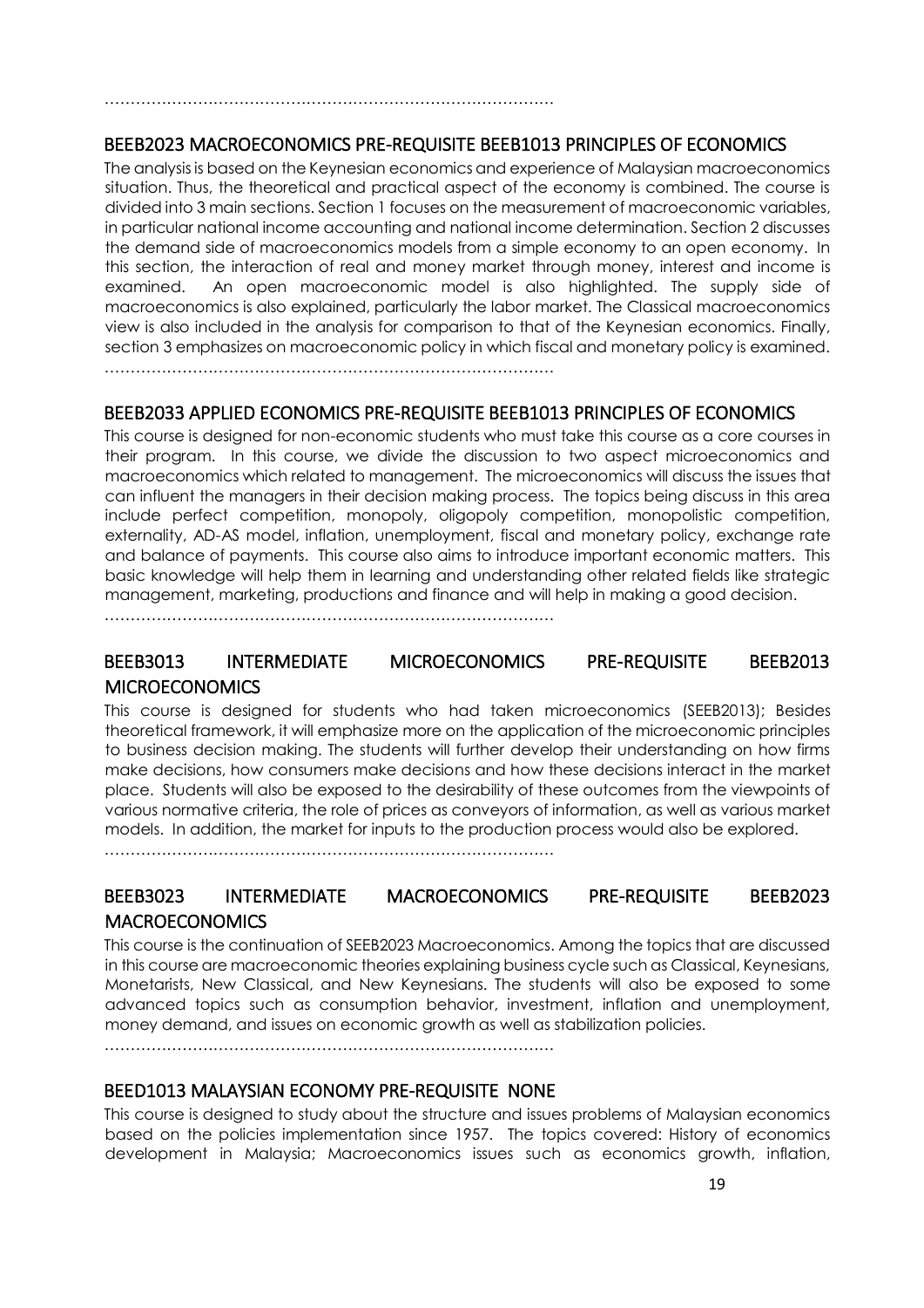……………………………………………………………………………

### BEEB2023 MACROECONOMICS PRE-REQUISITE BEEB1013 PRINCIPLES OF ECONOMICS

The analysis is based on the Keynesian economics and experience of Malaysian macroeconomics situation. Thus, the theoretical and practical aspect of the economy is combined. The course is divided into 3 main sections. Section 1 focuses on the measurement of macroeconomic variables, in particular national income accounting and national income determination. Section 2 discusses the demand side of macroeconomics models from a simple economy to an open economy. In this section, the interaction of real and money market through money, interest and income is examined. An open macroeconomic model is also highlighted. The supply side of macroeconomics is also explained, particularly the labor market. The Classical macroeconomics view is also included in the analysis for comparison to that of the Keynesian economics. Finally, section 3 emphasizes on macroeconomic policy in which fiscal and monetary policy is examined.

……………………………………………………………………………

### BEEB2033 APPLIED ECONOMICS PRE-REQUISITE BEEB1013 PRINCIPLES OF ECONOMICS

This course is designed for non-economic students who must take this course as a core courses in their program. In this course, we divide the discussion to two aspect microeconomics and macroeconomics which related to management. The microeconomics will discuss the issues that can influent the managers in their decision making process. The topics being discuss in this area include perfect competition, monopoly, oligopoly competition, monopolistic competition, externality, AD-AS model, inflation, unemployment, fiscal and monetary policy, exchange rate and balance of payments. This course also aims to introduce important economic matters. This basic knowledge will help them in learning and understanding other related fields like strategic management, marketing, productions and finance and will help in making a good decision.

……………………………………………………………………………

### BEEB3013 INTERMEDIATE MICROECONOMICS PRE-REQUISITE BEEB2013 MICROECONOMICS

This course is designed for students who had taken microeconomics (SEEB2013); Besides theoretical framework, it will emphasize more on the application of the microeconomic principles to business decision making. The students will further develop their understanding on how firms make decisions, how consumers make decisions and how these decisions interact in the market place. Students will also be exposed to the desirability of these outcomes from the viewpoints of various normative criteria, the role of prices as conveyors of information, as well as various market models. In addition, the market for inputs to the production process would also be explored.

……………………………………………………………………………

### BEEB3023 INTERMEDIATE MACROECONOMICS PRE-REQUISITE BEEB2023 MACROECONOMICS

This course is the continuation of SEEB2023 Macroeconomics. Among the topics that are discussed in this course are macroeconomic theories explaining business cycle such as Classical, Keynesians, Monetarists, New Classical, and New Keynesians. The students will also be exposed to some advanced topics such as consumption behavior, investment, inflation and unemployment, money demand, and issues on economic growth as well as stabilization policies.

……………………………………………………………………………

### BEED1013 MALAYSIAN ECONOMY PRE-REQUISITE NONE

This course is designed to study about the structure and issues problems of Malaysian economics based on the policies implementation since 1957. The topics covered: History of economics development in Malaysia; Macroeconomics issues such as economics growth, inflation,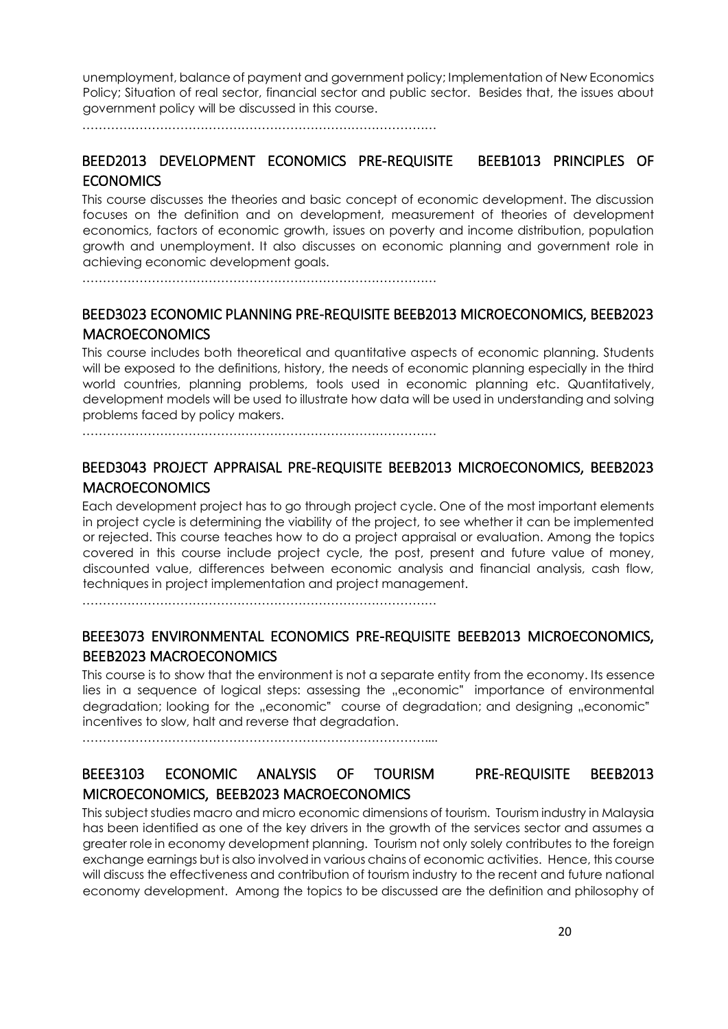unemployment, balance of payment and government policy; Implementation of New Economics Policy; Situation of real sector, financial sector and public sector. Besides that, the issues about government policy will be discussed in this course.

……………………………………………………………………………

## BEED2013 DEVELOPMENT ECONOMICS PRE-REQUISITE BEEB1013 PRINCIPLES OF ECONOMICS

This course discusses the theories and basic concept of economic development. The discussion focuses on the definition and on development, measurement of theories of development economics, factors of economic growth, issues on poverty and income distribution, population growth and unemployment. It also discusses on economic planning and government role in achieving economic development goals.

……………………………………………………………………………

## BEED3023 ECONOMIC PLANNING PRE-REQUISITE BEEB2013 MICROECONOMICS, BEEB2023 MACROECONOMICS

This course includes both theoretical and quantitative aspects of economic planning. Students will be exposed to the definitions, history, the needs of economic planning especially in the third world countries, planning problems, tools used in economic planning etc. Quantitatively, development models will be used to illustrate how data will be used in understanding and solving problems faced by policy makers.

……………………………………………………………………………

## BEED3043 PROJECT APPRAISAL PRE-REQUISITE BEEB2013 MICROECONOMICS, BEEB2023 MACROECONOMICS

Each development project has to go through project cycle. One of the most important elements in project cycle is determining the viability of the project, to see whether it can be implemented or rejected. This course teaches how to do a project appraisal or evaluation. Among the topics covered in this course include project cycle, the post, present and future value of money, discounted value, differences between economic analysis and financial analysis, cash flow, techniques in project implementation and project management.

……………………………………………………………………………

## BEEE3073 ENVIRONMENTAL ECONOMICS PRE-REQUISITE BEEB2013 MICROECONOMICS, BEEB2023 MACROECONOMICS

This course is to show that the environment is not a separate entity from the economy. Its essence lies in a sequence of logical steps: assessing the „economic" importance of environmental degradation; looking for the „economic" course of degradation; and designing „economic" incentives to slow, halt and reverse that degradation.

…………………………………………………………………………....

## BEEE3103 ECONOMIC ANALYSIS OF TOURISM PRE-REQUISITE BEEB2013 MICROECONOMICS, BEEB2023 MACROECONOMICS

This subject studies macro and micro economic dimensions of tourism. Tourism industry in Malaysia has been identified as one of the key drivers in the growth of the services sector and assumes a greater role in economy development planning. Tourism not only solely contributes to the foreign exchange earnings but is also involved in various chains of economic activities. Hence, this course will discuss the effectiveness and contribution of tourism industry to the recent and future national economy development. Among the topics to be discussed are the definition and philosophy of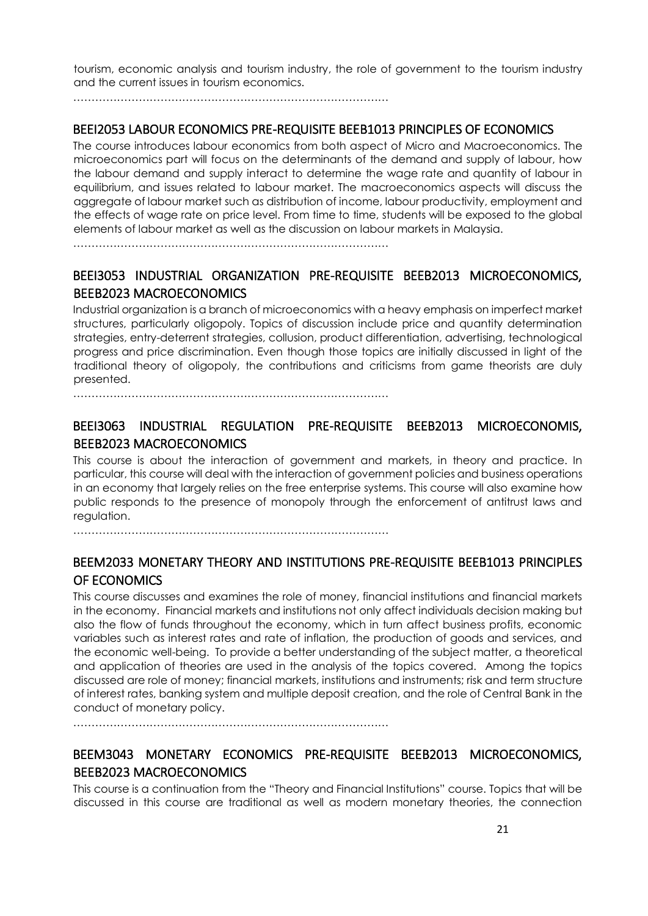tourism, economic analysis and tourism industry, the role of government to the tourism industry and the current issues in tourism economics.

………………………………………………………………………………

### BEEI2053 LABOUR ECONOMICS PRE-REQUISITE BEEB1013 PRINCIPLES OF ECONOMICS

The course introduces labour economics from both aspect of Micro and Macroeconomics. The microeconomics part will focus on the determinants of the demand and supply of labour, how the labour demand and supply interact to determine the wage rate and quantity of labour in equilibrium, and issues related to labour market. The macroeconomics aspects will discuss the aggregate of labour market such as distribution of income, labour productivity, employment and the effects of wage rate on price level. From time to time, students will be exposed to the global elements of labour market as well as the discussion on labour markets in Malaysia.

………………………………………………………………………………

### BEEI3053 INDUSTRIAL ORGANIZATION PRE-REQUISITE BEEB2013 MICROECONOMICS, BEEB2023 MACROECONOMICS

Industrial organization is a branch of microeconomics with a heavy emphasis on imperfect market structures, particularly oligopoly. Topics of discussion include price and quantity determination strategies, entry-deterrent strategies, collusion, product differentiation, advertising, technological progress and price discrimination. Even though those topics are initially discussed in light of the traditional theory of oligopoly, the contributions and criticisms from game theorists are duly presented.

………………………………………………………………………………

### BEEI3063 INDUSTRIAL REGULATION PRE-REQUISITE BEEB2013 MICROECONOMIS, BEEB2023 MACROECONOMICS

This course is about the interaction of government and markets, in theory and practice. In particular, this course will deal with the interaction of government policies and business operations in an economy that largely relies on the free enterprise systems. This course will also examine how public responds to the presence of monopoly through the enforcement of antitrust laws and regulation.

………………………………………………………………………………

### BEEM2033 MONETARY THEORY AND INSTITUTIONS PRE-REQUISITE BEEB1013 PRINCIPLES OF ECONOMICS

This course discusses and examines the role of money, financial institutions and financial markets in the economy. Financial markets and institutions not only affect individuals decision making but also the flow of funds throughout the economy, which in turn affect business profits, economic variables such as interest rates and rate of inflation, the production of goods and services, and the economic well-being. To provide a better understanding of the subject matter, a theoretical and application of theories are used in the analysis of the topics covered. Among the topics discussed are role of money; financial markets, institutions and instruments; risk and term structure of interest rates, banking system and multiple deposit creation, and the role of Central Bank in the conduct of monetary policy.

………………………………………………………………………………

### BEEM3043 MONETARY ECONOMICS PRE-REQUISITE BEEB2013 MICROECONOMICS, BEEB2023 MACROECONOMICS

This course is a continuation from the "Theory and Financial Institutions" course. Topics that will be discussed in this course are traditional as well as modern monetary theories, the connection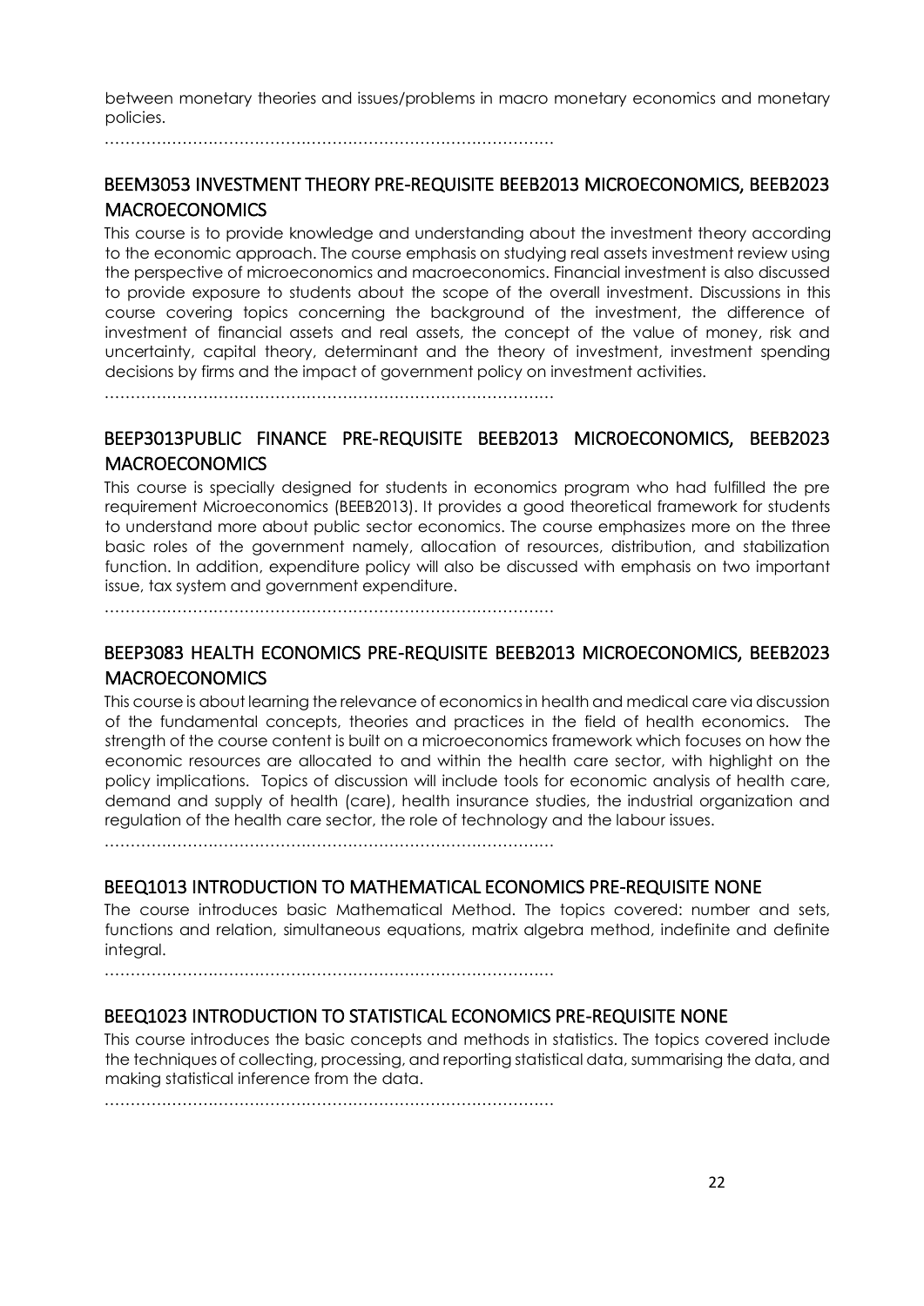between monetary theories and issues/problems in macro monetary economics and monetary policies.

…………………………………………………………………………

## BEEM3053 INVESTMENT THEORY PRE-REQUISITE BEEB2013 MICROECONOMICS, BEEB2023 MACROECONOMICS

This course is to provide knowledge and understanding about the investment theory according to the economic approach. The course emphasis on studying real assets investment review using the perspective of microeconomics and macroeconomics. Financial investment is also discussed to provide exposure to students about the scope of the overall investment. Discussions in this course covering topics concerning the background of the investment, the difference of investment of financial assets and real assets, the concept of the value of money, risk and uncertainty, capital theory, determinant and the theory of investment, investment spending decisions by firms and the impact of government policy on investment activities.

…………………………………………………………………………

## BEEP3013PUBLIC FINANCE PRE-REQUISITE BEEB2013 MICROECONOMICS, BEEB2023 MACROECONOMICS

This course is specially designed for students in economics program who had fulfilled the pre requirement Microeconomics (BEEB2013). It provides a good theoretical framework for students to understand more about public sector economics. The course emphasizes more on the three basic roles of the government namely, allocation of resources, distribution, and stabilization function. In addition, expenditure policy will also be discussed with emphasis on two important issue, tax system and government expenditure.

…………………………………………………………………………

## BEEP3083 HEALTH ECONOMICS PRE-REQUISITE BEEB2013 MICROECONOMICS, BEEB2023 MACROECONOMICS

This course is about learning the relevance of economics in health and medical care via discussion of the fundamental concepts, theories and practices in the field of health economics. The strength of the course content is built on a microeconomics framework which focuses on how the economic resources are allocated to and within the health care sector, with highlight on the policy implications. Topics of discussion will include tools for economic analysis of health care, demand and supply of health (care), health insurance studies, the industrial organization and regulation of the health care sector, the role of technology and the labour issues.

…………………………………………………………………………

## BEEQ1013 INTRODUCTION TO MATHEMATICAL ECONOMICS PRE-REQUISITE NONE

The course introduces basic Mathematical Method. The topics covered: number and sets, functions and relation, simultaneous equations, matrix algebra method, indefinite and definite integral.

…………………………………………………………………………

## BEEQ1023 INTRODUCTION TO STATISTICAL ECONOMICS PRE-REQUISITE NONE

This course introduces the basic concepts and methods in statistics. The topics covered include the techniques of collecting, processing, and reporting statistical data, summarising the data, and making statistical inference from the data.

…………………………………………………………………………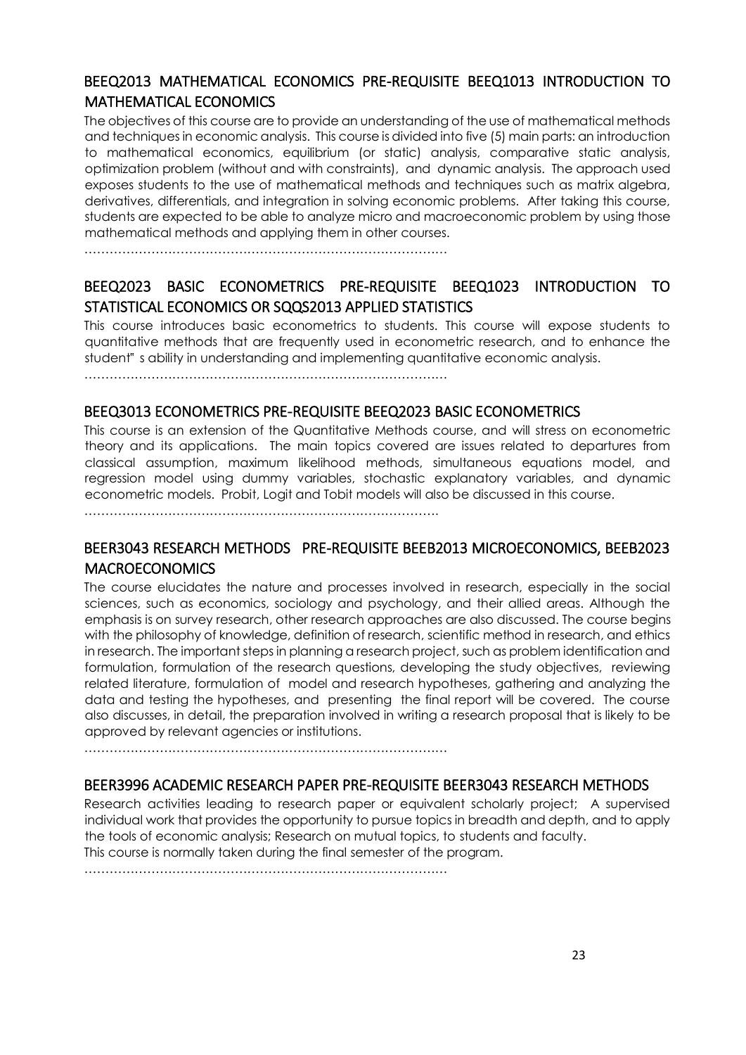## BEEQ2013 MATHEMATICAL ECONOMICS PRE-REQUISITE BEEQ1013 INTRODUCTION TO MATHEMATICAL ECONOMICS

The objectives of this course are to provide an understanding of the use of mathematical methods and techniques in economic analysis. This course is divided into five (5) main parts: an introduction to mathematical economics, equilibrium (or static) analysis, comparative static analysis, optimization problem (without and with constraints), and dynamic analysis. The approach used exposes students to the use of mathematical methods and techniques such as matrix algebra, derivatives, differentials, and integration in solving economic problems. After taking this course, students are expected to be able to analyze micro and macroeconomic problem by using those mathematical methods and applying them in other courses.

…………………………………………………………………………….

## BEEQ2023 BASIC ECONOMETRICS PRE-REQUISITE BEEQ1023 INTRODUCTION TO STATISTICAL ECONOMICS OR SQQS2013 APPLIED STATISTICS

This course introduces basic econometrics to students. This course will expose students to quantitative methods that are frequently used in econometric research, and to enhance the student" s ability in understanding and implementing quantitative economic analysis.

…………………………………………………………………………….

## BEEQ3013 ECONOMETRICS PRE-REQUISITE BEEQ2023 BASIC ECONOMETRICS

This course is an extension of the Quantitative Methods course, and will stress on econometric theory and its applications. The main topics covered are issues related to departures from classical assumption, maximum likelihood methods, simultaneous equations model, and regression model using dummy variables, stochastic explanatory variables, and dynamic econometric models. Probit, Logit and Tobit models will also be discussed in this course.

…………………………………………………………………………..

## BEER3043 RESEARCH METHODS PRE-REQUISITE BEEB2013 MICROECONOMICS, BEEB2023 MACROECONOMICS

The course elucidates the nature and processes involved in research, especially in the social sciences, such as economics, sociology and psychology, and their allied areas. Although the emphasis is on survey research, other research approaches are also discussed. The course begins with the philosophy of knowledge, definition of research, scientific method in research, and ethics in research. The important steps in planning a research project, such as problem identification and formulation, formulation of the research questions, developing the study objectives, reviewing related literature, formulation of model and research hypotheses, gathering and analyzing the data and testing the hypotheses, and presenting the final report will be covered. The course also discusses, in detail, the preparation involved in writing a research proposal that is likely to be approved by relevant agencies or institutions.

…………………………………………………………………………….

## BEER3996 ACADEMIC RESEARCH PAPER PRE-REQUISITE BEER3043 RESEARCH METHODS

Research activities leading to research paper or equivalent scholarly project; A supervised individual work that provides the opportunity to pursue topics in breadth and depth, and to apply the tools of economic analysis; Research on mutual topics, to students and faculty.
This course is normally taken during the final semester of the program.

…………………………………………………………………………….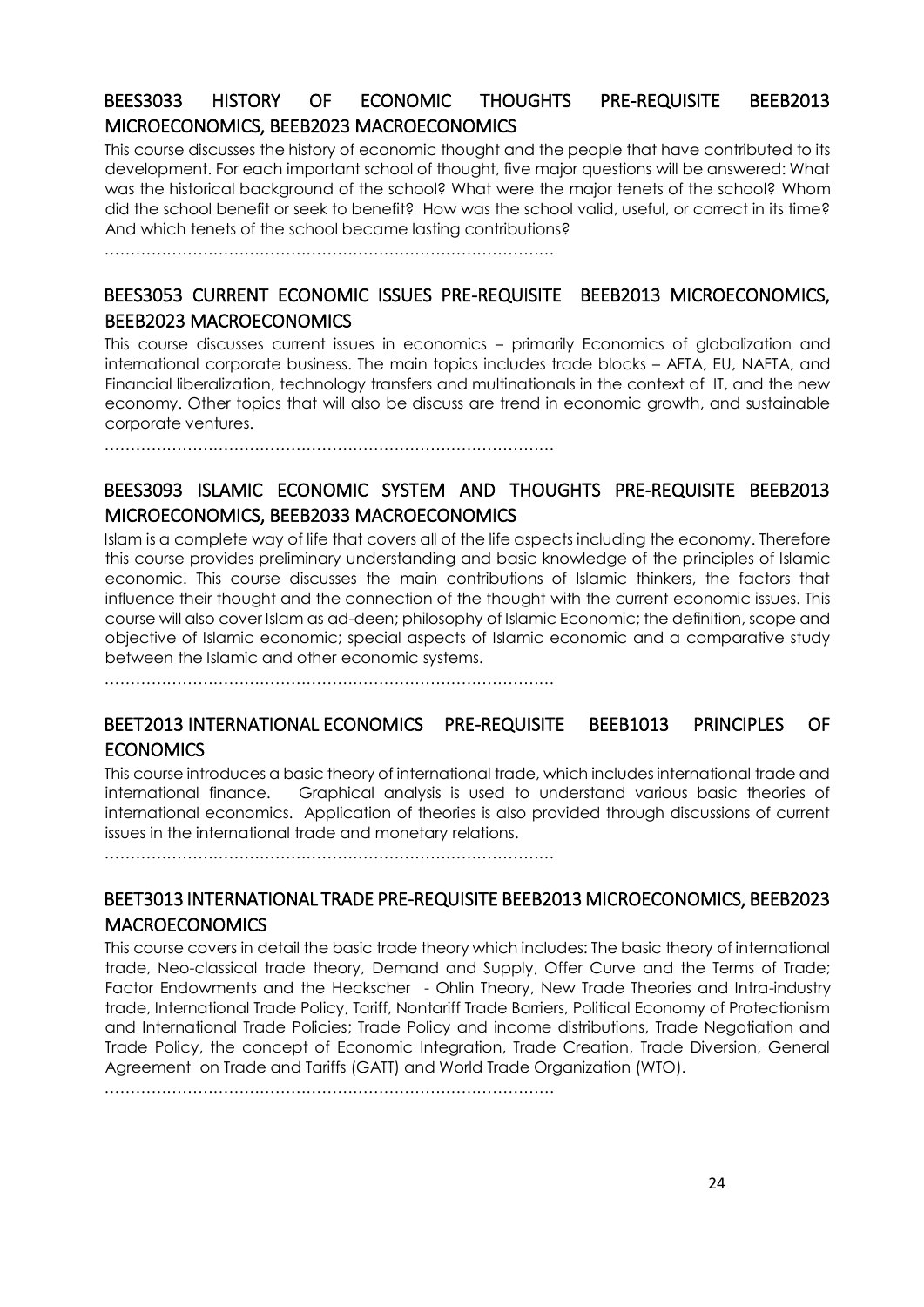### BEES3033 HISTORY OF ECONOMIC THOUGHTS PRE-REQUISITE BEEB2013 MICROECONOMICS, BEEB2023 MACROECONOMICS

This course discusses the history of economic thought and the people that have contributed to its development. For each important school of thought, five major questions will be answered: What was the historical background of the school? What were the major tenets of the school? Whom did the school benefit or seek to benefit? How was the school valid, useful, or correct in its time? And which tenets of the school became lasting contributions?

……………………………………………………………………………

### BEES3053 CURRENT ECONOMIC ISSUES PRE-REQUISITE BEEB2013 MICROECONOMICS, BEEB2023 MACROECONOMICS

This course discusses current issues in economics – primarily Economics of globalization and international corporate business. The main topics includes trade blocks – AFTA, EU, NAFTA, and Financial liberalization, technology transfers and multinationals in the context of IT, and the new economy. Other topics that will also be discuss are trend in economic growth, and sustainable corporate ventures.

……………………………………………………………………………

### BEES3093 ISLAMIC ECONOMIC SYSTEM AND THOUGHTS PRE-REQUISITE BEEB2013 MICROECONOMICS, BEEB2033 MACROECONOMICS

Islam is a complete way of life that covers all of the life aspects including the economy. Therefore this course provides preliminary understanding and basic knowledge of the principles of Islamic economic. This course discusses the main contributions of Islamic thinkers, the factors that influence their thought and the connection of the thought with the current economic issues. This course will also cover Islam as ad-deen; philosophy of Islamic Economic; the definition, scope and objective of Islamic economic; special aspects of Islamic economic and a comparative study between the Islamic and other economic systems.

……………………………………………………………………………

### BEET2013 INTERNATIONAL ECONOMICS PRE-REQUISITE BEEB1013 PRINCIPLES OF ECONOMICS

This course introduces a basic theory of international trade, which includes international trade and international finance. Graphical analysis is used to understand various basic theories of international economics. Application of theories is also provided through discussions of current issues in the international trade and monetary relations.

……………………………………………………………………………

### BEET3013 INTERNATIONAL TRADE PRE-REQUISITE BEEB2013 MICROECONOMICS, BEEB2023 MACROECONOMICS

This course covers in detail the basic trade theory which includes: The basic theory of international trade, Neo-classical trade theory, Demand and Supply, Offer Curve and the Terms of Trade; Factor Endowments and the Heckscher - Ohlin Theory, New Trade Theories and Intra-industry trade, International Trade Policy, Tariff, Nontariff Trade Barriers, Political Economy of Protectionism and International Trade Policies; Trade Policy and income distributions, Trade Negotiation and Trade Policy, the concept of Economic Integration, Trade Creation, Trade Diversion, General Agreement on Trade and Tariffs (GATT) and World Trade Organization (WTO).

……………………………………………………………………………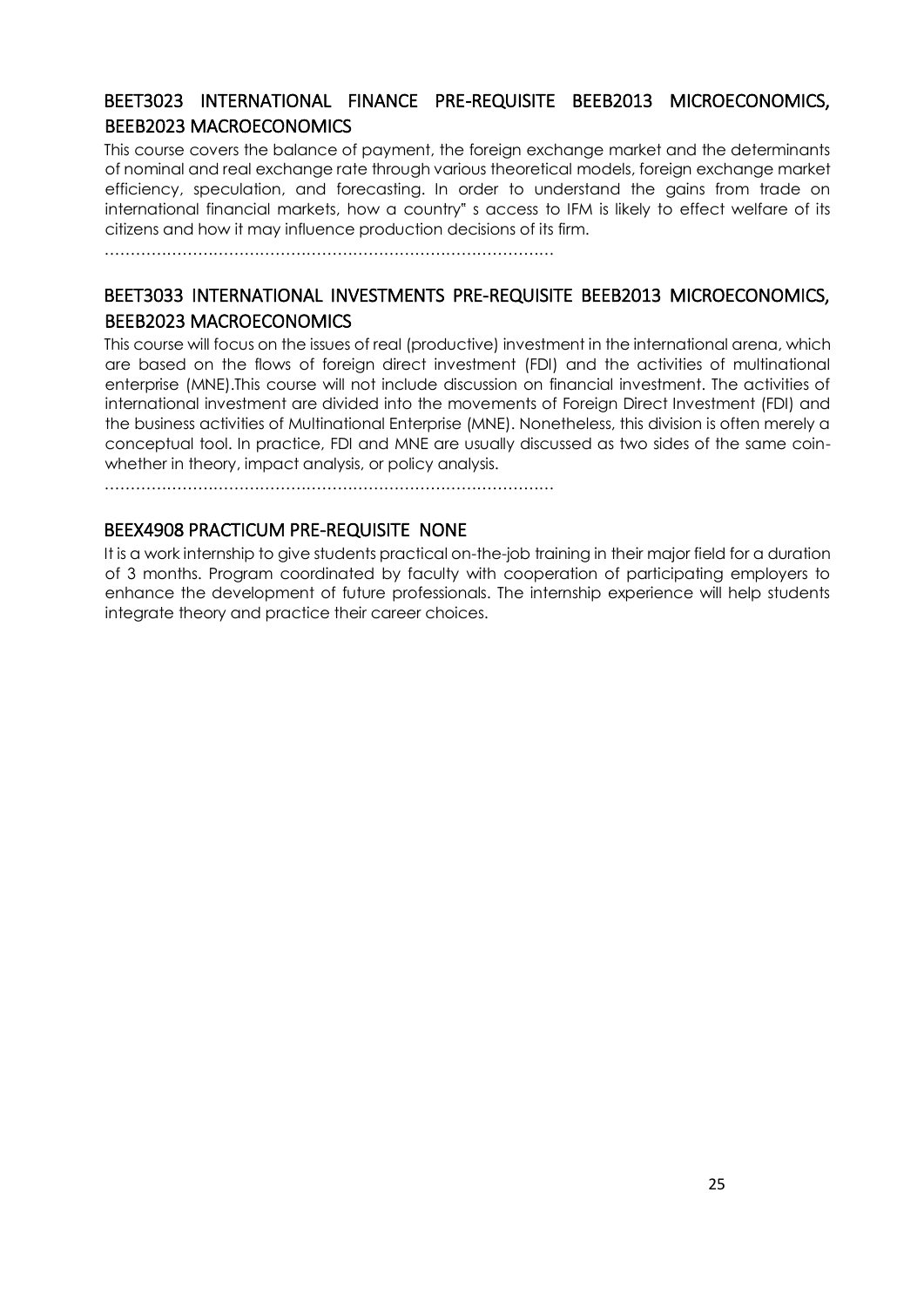## BEET3023 INTERNATIONAL FINANCE PRE-REQUISITE BEEB2013 MICROECONOMICS, BEEB2023 MACROECONOMICS

This course covers the balance of payment, the foreign exchange market and the determinants of nominal and real exchange rate through various theoretical models, foreign exchange market efficiency, speculation, and forecasting. In order to understand the gains from trade on international financial markets, how a country" s access to IFM is likely to effect welfare of its citizens and how it may influence production decisions of its firm.

………………………………………………………………………………

## BEET3033 INTERNATIONAL INVESTMENTS PRE-REQUISITE BEEB2013 MICROECONOMICS, BEEB2023 MACROECONOMICS

This course will focus on the issues of real (productive) investment in the international arena, which are based on the flows of foreign direct investment (FDI) and the activities of multinational enterprise (MNE).This course will not include discussion on financial investment. The activities of international investment are divided into the movements of Foreign Direct Investment (FDI) and the business activities of Multinational Enterprise (MNE). Nonetheless, this division is often merely a conceptual tool. In practice, FDI and MNE are usually discussed as two sides of the same coin-whether in theory, impact analysis, or policy analysis.

………………………………………………………………………………

## BEEX4908 PRACTICUM PRE-REQUISITE NONE

It is a work internship to give students practical on-the-job training in their major field for a duration of 3 months. Program coordinated by faculty with cooperation of participating employers to enhance the development of future professionals. The internship experience will help students integrate theory and practice their career choices.